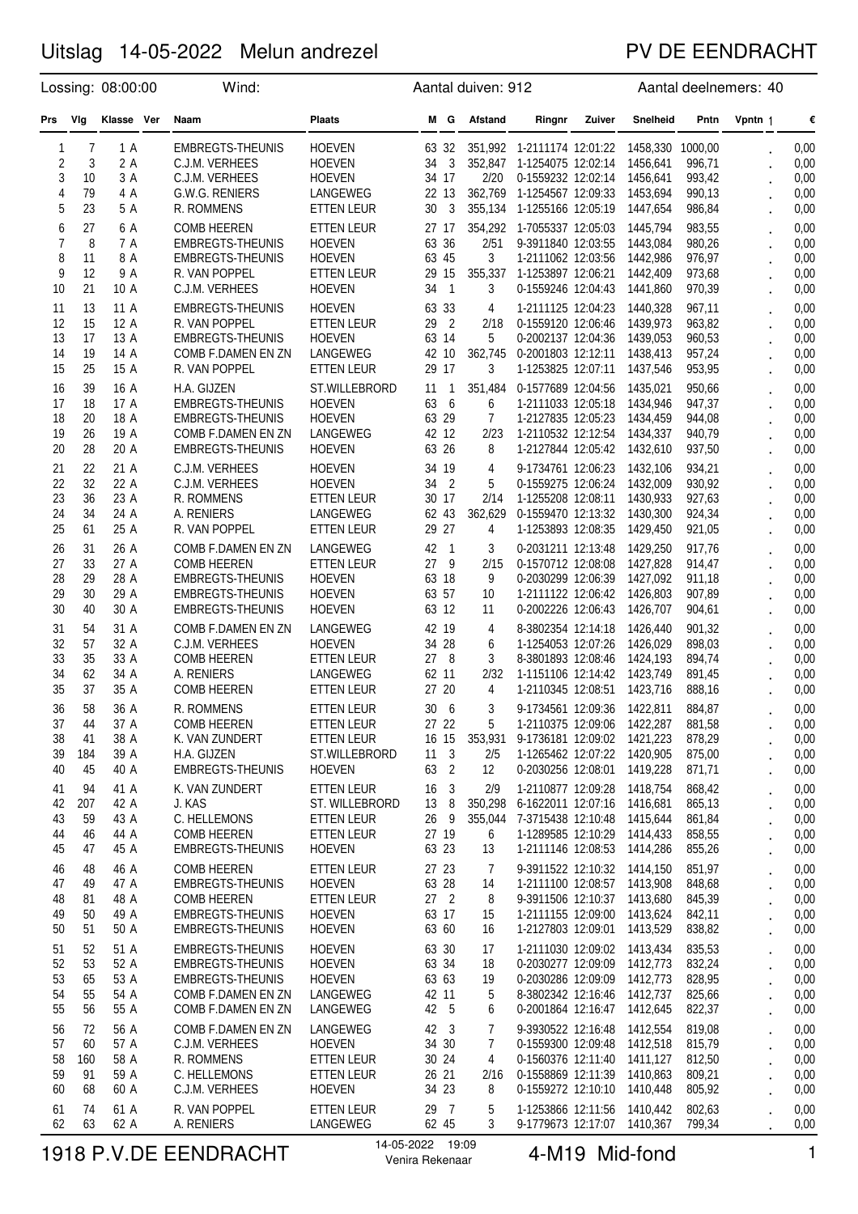# Uitslag 14-05-2022 Melun andrezel

PV DE EENDRACHT

Lossing: 08:00:00 Wind: Aantal duiven: 912 Aantal deelnemers: 40

| Prs | Vlg | Klasse | Ver | Naam | Plaats | M | G | Afstand | Ringnr | Zuiver | Snelheid | Pntn | Vpntn | € |
|---|---|---|---|---|---|---|---|---|---|---|---|---|---|---|
| 1 | 7 | 1 A | | EMBREGTS-THEUNIS | HOEVEN | 63 | 32 | 351,992 | 1-2111174 | 12:01:22 | 1458,330 | 1000,00 | . | 0,00 |
| 2 | 3 | 2 A | | C.J.M. VERHEES | HOEVEN | 34 | 3 | 352,847 | 1-1254075 | 12:02:14 | 1456,641 | 996,71 | . | 0,00 |
| 3 | 10 | 3 A | | C.J.M. VERHEES | HOEVEN | 34 | 17 | 2/20 | 0-1559232 | 12:02:14 | 1456,641 | 993,42 | . | 0,00 |
| 4 | 79 | 4 A | | G.W.G. RENIERS | LANGEWEG | 22 | 13 | 362,769 | 1-1254567 | 12:09:33 | 1453,694 | 990,13 | . | 0,00 |
| 5 | 23 | 5 A | | R. ROMMENS | ETTEN LEUR | 30 | 3 | 355,134 | 1-1255166 | 12:05:19 | 1447,654 | 986,84 | . | 0,00 |
| 6 | 27 | 6 A | | COMB HEEREN | ETTEN LEUR | 27 | 17 | 354,292 | 1-7055337 | 12:05:03 | 1445,794 | 983,55 | . | 0,00 |
| 7 | 8 | 7 A | | EMBREGTS-THEUNIS | HOEVEN | 63 | 36 | 2/51 | 9-3911840 | 12:03:55 | 1443,084 | 980,26 | . | 0,00 |
| 8 | 11 | 8 A | | EMBREGTS-THEUNIS | HOEVEN | 63 | 45 | 3 | 1-2111062 | 12:03:56 | 1442,986 | 976,97 | . | 0,00 |
| 9 | 12 | 9 A | | R. VAN POPPEL | ETTEN LEUR | 29 | 15 | 355,337 | 1-1253897 | 12:06:21 | 1442,409 | 973,68 | . | 0,00 |
| 10 | 21 | 10 A | | C.J.M. VERHEES | HOEVEN | 34 | 1 | 3 | 0-1559246 | 12:04:43 | 1441,860 | 970,39 | . | 0,00 |
| 11 | 13 | 11 A | | EMBREGTS-THEUNIS | HOEVEN | 63 | 33 | 4 | 1-2111125 | 12:04:23 | 1440,328 | 967,11 | . | 0,00 |
| 12 | 15 | 12 A | | R. VAN POPPEL | ETTEN LEUR | 29 | 2 | 2/18 | 0-1559120 | 12:06:46 | 1439,973 | 963,82 | . | 0,00 |
| 13 | 17 | 13 A | | EMBREGTS-THEUNIS | HOEVEN | 63 | 14 | 5 | 0-2002137 | 12:04:36 | 1439,053 | 960,53 | . | 0,00 |
| 14 | 19 | 14 A | | COMB F.DAMEN EN ZN | LANGEWEG | 42 | 10 | 362,745 | 0-2001803 | 12:12:11 | 1438,413 | 957,24 | . | 0,00 |
| 15 | 25 | 15 A | | R. VAN POPPEL | ETTEN LEUR | 29 | 17 | 3 | 1-1253825 | 12:07:11 | 1437,546 | 953,95 | . | 0,00 |
| 16 | 39 | 16 A | | H.A. GIJZEN | ST.WILLEBRORD | 11 | 1 | 351,484 | 0-1577689 | 12:04:56 | 1435,021 | 950,66 | . | 0,00 |
| 17 | 18 | 17 A | | EMBREGTS-THEUNIS | HOEVEN | 63 | 6 | 6 | 1-2111033 | 12:05:18 | 1434,946 | 947,37 | . | 0,00 |
| 18 | 20 | 18 A | | EMBREGTS-THEUNIS | HOEVEN | 63 | 29 | 7 | 1-2127835 | 12:05:23 | 1434,459 | 944,08 | . | 0,00 |
| 19 | 26 | 19 A | | COMB F.DAMEN EN ZN | LANGEWEG | 42 | 12 | 2/23 | 1-2110532 | 12:12:54 | 1434,337 | 940,79 | . | 0,00 |
| 20 | 28 | 20 A | | EMBREGTS-THEUNIS | HOEVEN | 63 | 26 | 8 | 1-2127844 | 12:05:42 | 1432,610 | 937,50 | . | 0,00 |
| 21 | 22 | 21 A | | C.J.M. VERHEES | HOEVEN | 34 | 19 | 4 | 9-1734761 | 12:06:23 | 1432,106 | 934,21 | . | 0,00 |
| 22 | 32 | 22 A | | C.J.M. VERHEES | HOEVEN | 34 | 2 | 5 | 0-1559275 | 12:06:24 | 1432,009 | 930,92 | . | 0,00 |
| 23 | 36 | 23 A | | R. ROMMENS | ETTEN LEUR | 30 | 17 | 2/14 | 1-1255208 | 12:08:11 | 1430,933 | 927,63 | . | 0,00 |
| 24 | 34 | 24 A | | A. RENIERS | LANGEWEG | 62 | 43 | 362,629 | 0-1559470 | 12:13:32 | 1430,300 | 924,34 | . | 0,00 |
| 25 | 61 | 25 A | | R. VAN POPPEL | ETTEN LEUR | 29 | 27 | 4 | 1-1253893 | 12:08:35 | 1429,450 | 921,05 | . | 0,00 |
| 26 | 31 | 26 A | | COMB F.DAMEN EN ZN | LANGEWEG | 42 | 1 | 3 | 0-2031211 | 12:13:48 | 1429,250 | 917,76 | . | 0,00 |
| 27 | 33 | 27 A | | COMB HEEREN | ETTEN LEUR | 27 | 9 | 2/15 | 0-1570712 | 12:08:08 | 1427,828 | 914,47 | . | 0,00 |
| 28 | 29 | 28 A | | EMBREGTS-THEUNIS | HOEVEN | 63 | 18 | 9 | 0-2030299 | 12:06:39 | 1427,092 | 911,18 | . | 0,00 |
| 29 | 30 | 29 A | | EMBREGTS-THEUNIS | HOEVEN | 63 | 57 | 10 | 1-2111122 | 12:06:42 | 1426,803 | 907,89 | . | 0,00 |
| 30 | 40 | 30 A | | EMBREGTS-THEUNIS | HOEVEN | 63 | 12 | 11 | 0-2002226 | 12:06:43 | 1426,707 | 904,61 | . | 0,00 |
| 31 | 54 | 31 A | | COMB F.DAMEN EN ZN | LANGEWEG | 42 | 19 | 4 | 8-3802354 | 12:14:18 | 1426,440 | 901,32 | . | 0,00 |
| 32 | 57 | 32 A | | C.J.M. VERHEES | HOEVEN | 34 | 28 | 6 | 1-1254053 | 12:07:26 | 1426,029 | 898,03 | . | 0,00 |
| 33 | 35 | 33 A | | COMB HEEREN | ETTEN LEUR | 27 | 8 | 3 | 8-3801893 | 12:08:46 | 1424,193 | 894,74 | . | 0,00 |
| 34 | 62 | 34 A | | A. RENIERS | LANGEWEG | 62 | 11 | 2/32 | 1-1151106 | 12:14:42 | 1423,749 | 891,45 | . | 0,00 |
| 35 | 37 | 35 A | | COMB HEEREN | ETTEN LEUR | 27 | 20 | 4 | 1-2110345 | 12:08:51 | 1423,716 | 888,16 | . | 0,00 |
| 36 | 58 | 36 A | | R. ROMMENS | ETTEN LEUR | 30 | 6 | 3 | 9-1734561 | 12:09:36 | 1422,811 | 884,87 | . | 0,00 |
| 37 | 44 | 37 A | | COMB HEEREN | ETTEN LEUR | 27 | 22 | 5 | 1-2110375 | 12:09:06 | 1422,287 | 881,58 | . | 0,00 |
| 38 | 41 | 38 A | | K. VAN ZUNDERT | ETTEN LEUR | 16 | 15 | 353,931 | 9-1736181 | 12:09:02 | 1421,223 | 878,29 | . | 0,00 |
| 39 | 184 | 39 A | | H.A. GIJZEN | ST.WILLEBRORD | 11 | 3 | 2/5 | 1-1265462 | 12:07:22 | 1420,905 | 875,00 | . | 0,00 |
| 40 | 45 | 40 A | | EMBREGTS-THEUNIS | HOEVEN | 63 | 2 | 12 | 0-2030256 | 12:08:01 | 1419,228 | 871,71 | . | 0,00 |
| 41 | 94 | 41 A | | K. VAN ZUNDERT | ETTEN LEUR | 16 | 3 | 2/9 | 1-2110877 | 12:09:28 | 1418,754 | 868,42 | . | 0,00 |
| 42 | 207 | 42 A | | J. KAS | ST. WILLEBRORD | 13 | 8 | 350,298 | 6-1622011 | 12:07:16 | 1416,681 | 865,13 | . | 0,00 |
| 43 | 59 | 43 A | | C. HELLEMONS | ETTEN LEUR | 26 | 9 | 355,044 | 7-3715438 | 12:10:48 | 1415,644 | 861,84 | . | 0,00 |
| 44 | 46 | 44 A | | COMB HEEREN | ETTEN LEUR | 27 | 19 | 6 | 1-1289585 | 12:10:29 | 1414,433 | 858,55 | . | 0,00 |
| 45 | 47 | 45 A | | EMBREGTS-THEUNIS | HOEVEN | 63 | 23 | 13 | 1-2111146 | 12:08:53 | 1414,286 | 855,26 | . | 0,00 |
| 46 | 48 | 46 A | | COMB HEEREN | ETTEN LEUR | 27 | 23 | 7 | 9-3911522 | 12:10:32 | 1414,150 | 851,97 | . | 0,00 |
| 47 | 49 | 47 A | | EMBREGTS-THEUNIS | HOEVEN | 63 | 28 | 14 | 1-2111100 | 12:08:57 | 1413,908 | 848,68 | . | 0,00 |
| 48 | 81 | 48 A | | COMB HEEREN | ETTEN LEUR | 27 | 2 | 8 | 9-3911506 | 12:10:37 | 1413,680 | 845,39 | . | 0,00 |
| 49 | 50 | 49 A | | EMBREGTS-THEUNIS | HOEVEN | 63 | 17 | 15 | 1-2111155 | 12:09:00 | 1413,624 | 842,11 | . | 0,00 |
| 50 | 51 | 50 A | | EMBREGTS-THEUNIS | HOEVEN | 63 | 60 | 16 | 1-2127803 | 12:09:01 | 1413,529 | 838,82 | . | 0,00 |
| 51 | 52 | 51 A | | EMBREGTS-THEUNIS | HOEVEN | 63 | 30 | 17 | 1-2111030 | 12:09:02 | 1413,434 | 835,53 | . | 0,00 |
| 52 | 53 | 52 A | | EMBREGTS-THEUNIS | HOEVEN | 63 | 34 | 18 | 0-2030277 | 12:09:09 | 1412,773 | 832,24 | . | 0,00 |
| 53 | 65 | 53 A | | EMBREGTS-THEUNIS | HOEVEN | 63 | 63 | 19 | 0-2030286 | 12:09:09 | 1412,773 | 828,95 | . | 0,00 |
| 54 | 55 | 54 A | | COMB F.DAMEN EN ZN | LANGEWEG | 42 | 11 | 5 | 8-3802342 | 12:16:46 | 1412,737 | 825,66 | . | 0,00 |
| 55 | 56 | 55 A | | COMB F.DAMEN EN ZN | LANGEWEG | 42 | 5 | 6 | 0-2001864 | 12:16:47 | 1412,645 | 822,37 | . | 0,00 |
| 56 | 72 | 56 A | | COMB F.DAMEN EN ZN | LANGEWEG | 42 | 3 | 7 | 9-3930522 | 12:16:48 | 1412,554 | 819,08 | . | 0,00 |
| 57 | 60 | 57 A | | C.J.M. VERHEES | HOEVEN | 34 | 30 | 7 | 0-1559300 | 12:09:48 | 1412,518 | 815,79 | . | 0,00 |
| 58 | 160 | 58 A | | R. ROMMENS | ETTEN LEUR | 30 | 24 | 4 | 0-1560376 | 12:11:40 | 1411,127 | 812,50 | . | 0,00 |
| 59 | 91 | 59 A | | C. HELLEMONS | ETTEN LEUR | 26 | 21 | 2/16 | 0-1558869 | 12:11:39 | 1410,863 | 809,21 | . | 0,00 |
| 60 | 68 | 60 A | | C.J.M. VERHEES | HOEVEN | 34 | 23 | 8 | 0-1559272 | 12:10:10 | 1410,448 | 805,92 | . | 0,00 |
| 61 | 74 | 61 A | | R. VAN POPPEL | ETTEN LEUR | 29 | 7 | 5 | 1-1253866 | 12:11:56 | 1410,442 | 802,63 | . | 0,00 |
| 62 | 63 | 62 A | | A. RENIERS | LANGEWEG | 62 | 45 | 3 | 9-1779673 | 12:17:07 | 1410,367 | 799,34 | . | 0,00 |

1918 P.V.DE EENDRACHT — 14-05-2022 19:09 Venira Rekenaar — 4-M19 Mid-fond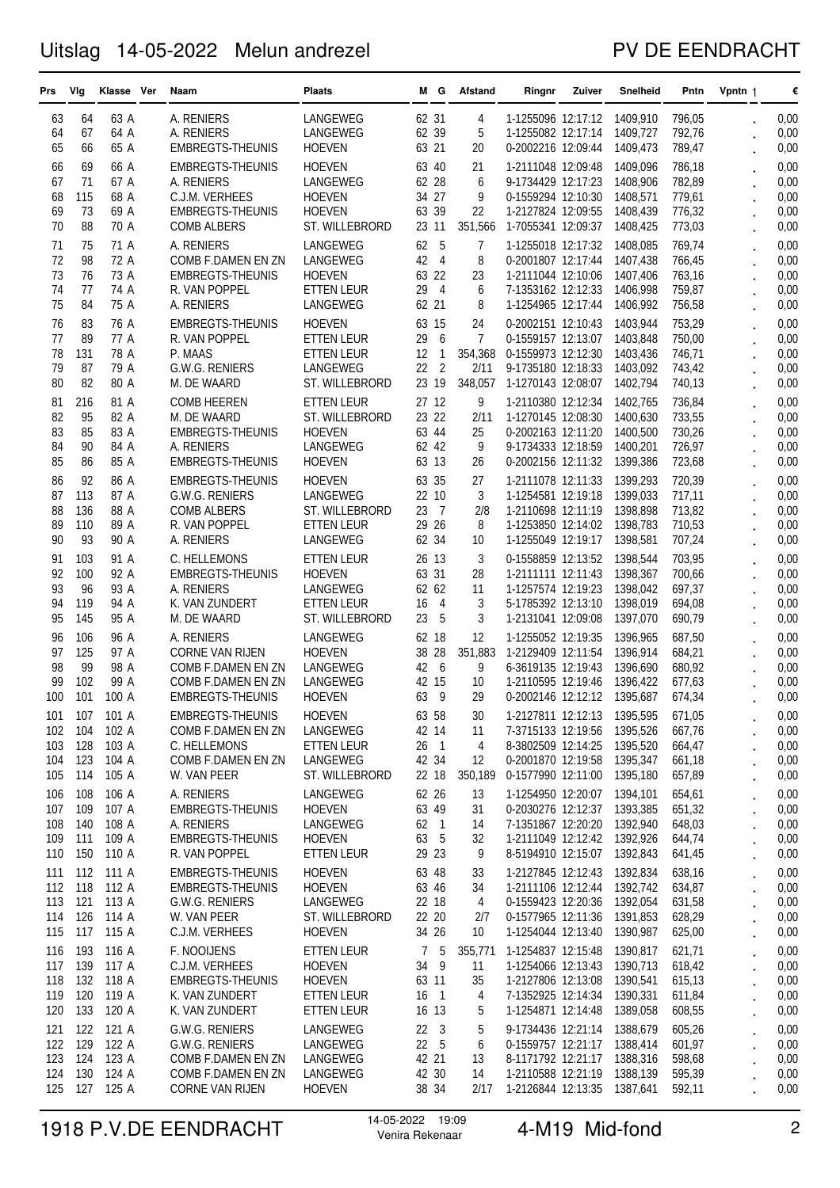# Uitslag 14-05-2022 Melun andrezel

PV DE EENDRACHT

| Prs | Vlg | Klasse | Ver | Naam | Plaats | M | G | Afstand | Ringnr | Zuiver | Snelheid | Pntn | Vpntn | € |
|---|---|---|---|---|---|---|---|---|---|---|---|---|---|---|
| 63 | 64 | 63 A | | A. RENIERS | LANGEWEG | 62 | 31 | 4 | 1-1255096 | 12:17:12 | 1409,910 | 796,05 | . | 0,00 |
| 64 | 67 | 64 A | | A. RENIERS | LANGEWEG | 62 | 39 | 5 | 1-1255082 | 12:17:14 | 1409,727 | 792,76 | . | 0,00 |
| 65 | 66 | 65 A | | EMBREGTS-THEUNIS | HOEVEN | 63 | 21 | 20 | 0-2002216 | 12:09:44 | 1409,473 | 789,47 | . | 0,00 |
| 66 | 69 | 66 A | | EMBREGTS-THEUNIS | HOEVEN | 63 | 40 | 21 | 1-2111048 | 12:09:48 | 1409,096 | 786,18 | . | 0,00 |
| 67 | 71 | 67 A | | A. RENIERS | LANGEWEG | 62 | 28 | 6 | 9-1734429 | 12:17:23 | 1408,906 | 782,89 | . | 0,00 |
| 68 | 115 | 68 A | | C.J.M. VERHEES | HOEVEN | 34 | 27 | 9 | 0-1559294 | 12:10:30 | 1408,571 | 779,61 | . | 0,00 |
| 69 | 73 | 69 A | | EMBREGTS-THEUNIS | HOEVEN | 63 | 39 | 22 | 1-2127824 | 12:09:55 | 1408,439 | 776,32 | . | 0,00 |
| 70 | 88 | 70 A | | COMB ALBERS | ST. WILLEBRORD | 23 | 11 | 351,566 | 1-7055341 | 12:09:37 | 1408,425 | 773,03 | . | 0,00 |
| 71 | 75 | 71 A | | A. RENIERS | LANGEWEG | 62 | 5 | 7 | 1-1255018 | 12:17:32 | 1408,085 | 769,74 | . | 0,00 |
| 72 | 98 | 72 A | | COMB F.DAMEN EN ZN | LANGEWEG | 42 | 4 | 8 | 0-2001807 | 12:17:44 | 1407,438 | 766,45 | . | 0,00 |
| 73 | 76 | 73 A | | EMBREGTS-THEUNIS | HOEVEN | 63 | 22 | 23 | 1-2111044 | 12:10:06 | 1407,406 | 763,16 | . | 0,00 |
| 74 | 77 | 74 A | | R. VAN POPPEL | ETTEN LEUR | 29 | 4 | 6 | 7-1353162 | 12:12:33 | 1406,998 | 759,87 | . | 0,00 |
| 75 | 84 | 75 A | | A. RENIERS | LANGEWEG | 62 | 21 | 8 | 1-1254965 | 12:17:44 | 1406,992 | 756,58 | . | 0,00 |
| 76 | 83 | 76 A | | EMBREGTS-THEUNIS | HOEVEN | 63 | 15 | 24 | 0-2002151 | 12:10:43 | 1403,944 | 753,29 | . | 0,00 |
| 77 | 89 | 77 A | | R. VAN POPPEL | ETTEN LEUR | 29 | 6 | 7 | 0-1559157 | 12:13:07 | 1403,848 | 750,00 | . | 0,00 |
| 78 | 131 | 78 A | | P. MAAS | ETTEN LEUR | 12 | 1 | 354,368 | 0-1559973 | 12:12:30 | 1403,436 | 746,71 | . | 0,00 |
| 79 | 87 | 79 A | | G.W.G. RENIERS | LANGEWEG | 22 | 2 | 2/11 | 9-1735180 | 12:18:33 | 1403,092 | 743,42 | . | 0,00 |
| 80 | 82 | 80 A | | M. DE WAARD | ST. WILLEBRORD | 23 | 19 | 348,057 | 1-1270143 | 12:08:07 | 1402,794 | 740,13 | . | 0,00 |
| 81 | 216 | 81 A | | COMB HEEREN | ETTEN LEUR | 27 | 12 | 9 | 1-2110380 | 12:12:34 | 1402,765 | 736,84 | . | 0,00 |
| 82 | 95 | 82 A | | M. DE WAARD | ST. WILLEBRORD | 23 | 22 | 2/11 | 1-1270145 | 12:08:30 | 1400,630 | 733,55 | . | 0,00 |
| 83 | 85 | 83 A | | EMBREGTS-THEUNIS | HOEVEN | 63 | 44 | 25 | 0-2002163 | 12:11:20 | 1400,500 | 730,26 | . | 0,00 |
| 84 | 90 | 84 A | | A. RENIERS | LANGEWEG | 62 | 42 | 9 | 9-1734333 | 12:18:59 | 1400,201 | 726,97 | . | 0,00 |
| 85 | 86 | 85 A | | EMBREGTS-THEUNIS | HOEVEN | 63 | 13 | 26 | 0-2002156 | 12:11:32 | 1399,386 | 723,68 | . | 0,00 |
| 86 | 92 | 86 A | | EMBREGTS-THEUNIS | HOEVEN | 63 | 35 | 27 | 1-2111078 | 12:11:33 | 1399,293 | 720,39 | . | 0,00 |
| 87 | 113 | 87 A | | G.W.G. RENIERS | LANGEWEG | 22 | 10 | 3 | 1-1254581 | 12:19:18 | 1399,033 | 717,11 | . | 0,00 |
| 88 | 136 | 88 A | | COMB ALBERS | ST. WILLEBRORD | 23 | 7 | 2/8 | 1-2110698 | 12:11:19 | 1398,898 | 713,82 | . | 0,00 |
| 89 | 110 | 89 A | | R. VAN POPPEL | ETTEN LEUR | 29 | 26 | 8 | 1-1253850 | 12:14:02 | 1398,783 | 710,53 | . | 0,00 |
| 90 | 93 | 90 A | | A. RENIERS | LANGEWEG | 62 | 34 | 10 | 1-1255049 | 12:19:17 | 1398,581 | 707,24 | . | 0,00 |
| 91 | 103 | 91 A | | C. HELLEMONS | ETTEN LEUR | 26 | 13 | 3 | 0-1558859 | 12:13:52 | 1398,544 | 703,95 | . | 0,00 |
| 92 | 100 | 92 A | | EMBREGTS-THEUNIS | HOEVEN | 63 | 31 | 28 | 1-2111111 | 12:11:43 | 1398,367 | 700,66 | . | 0,00 |
| 93 | 96 | 93 A | | A. RENIERS | LANGEWEG | 62 | 62 | 11 | 1-1257574 | 12:19:23 | 1398,042 | 697,37 | . | 0,00 |
| 94 | 119 | 94 A | | K. VAN ZUNDERT | ETTEN LEUR | 16 | 4 | 3 | 5-1785392 | 12:13:10 | 1398,019 | 694,08 | . | 0,00 |
| 95 | 145 | 95 A | | M. DE WAARD | ST. WILLEBRORD | 23 | 5 | 3 | 1-2131041 | 12:09:08 | 1397,070 | 690,79 | . | 0,00 |
| 96 | 106 | 96 A | | A. RENIERS | LANGEWEG | 62 | 18 | 12 | 1-1255052 | 12:19:35 | 1396,965 | 687,50 | . | 0,00 |
| 97 | 125 | 97 A | | CORNE VAN RIJEN | HOEVEN | 38 | 28 | 351,883 | 1-2129409 | 12:11:54 | 1396,914 | 684,21 | . | 0,00 |
| 98 | 99 | 98 A | | COMB F.DAMEN EN ZN | LANGEWEG | 42 | 6 | 9 | 6-3619135 | 12:19:43 | 1396,690 | 680,92 | . | 0,00 |
| 99 | 102 | 99 A | | COMB F.DAMEN EN ZN | LANGEWEG | 42 | 15 | 10 | 1-2110595 | 12:19:46 | 1396,422 | 677,63 | . | 0,00 |
| 100 | 101 | 100 A | | EMBREGTS-THEUNIS | HOEVEN | 63 | 9 | 29 | 0-2002146 | 12:12:12 | 1395,687 | 674,34 | . | 0,00 |
| 101 | 107 | 101 A | | EMBREGTS-THEUNIS | HOEVEN | 63 | 58 | 30 | 1-2127811 | 12:12:13 | 1395,595 | 671,05 | . | 0,00 |
| 102 | 104 | 102 A | | COMB F.DAMEN EN ZN | LANGEWEG | 42 | 14 | 11 | 7-3715133 | 12:19:56 | 1395,526 | 667,76 | . | 0,00 |
| 103 | 128 | 103 A | | C. HELLEMONS | ETTEN LEUR | 26 | 1 | 4 | 8-3802509 | 12:14:25 | 1395,520 | 664,47 | . | 0,00 |
| 104 | 123 | 104 A | | COMB F.DAMEN EN ZN | LANGEWEG | 42 | 34 | 12 | 0-2001870 | 12:19:58 | 1395,347 | 661,18 | . | 0,00 |
| 105 | 114 | 105 A | | W. VAN PEER | ST. WILLEBRORD | 22 | 18 | 350,189 | 0-1577990 | 12:11:00 | 1395,180 | 657,89 | . | 0,00 |
| 106 | 108 | 106 A | | A. RENIERS | LANGEWEG | 62 | 26 | 13 | 1-1254950 | 12:20:07 | 1394,101 | 654,61 | . | 0,00 |
| 107 | 109 | 107 A | | EMBREGTS-THEUNIS | HOEVEN | 63 | 49 | 31 | 0-2030276 | 12:12:37 | 1393,385 | 651,32 | . | 0,00 |
| 108 | 140 | 108 A | | A. RENIERS | LANGEWEG | 62 | 1 | 14 | 7-1351867 | 12:20:20 | 1392,940 | 648,03 | . | 0,00 |
| 109 | 111 | 109 A | | EMBREGTS-THEUNIS | HOEVEN | 63 | 5 | 32 | 1-2111049 | 12:12:42 | 1392,926 | 644,74 | . | 0,00 |
| 110 | 150 | 110 A | | R. VAN POPPEL | ETTEN LEUR | 29 | 23 | 9 | 8-5194910 | 12:15:07 | 1392,843 | 641,45 | . | 0,00 |
| 111 | 112 | 111 A | | EMBREGTS-THEUNIS | HOEVEN | 63 | 48 | 33 | 1-2127845 | 12:12:43 | 1392,834 | 638,16 | . | 0,00 |
| 112 | 118 | 112 A | | EMBREGTS-THEUNIS | HOEVEN | 63 | 46 | 34 | 1-2111106 | 12:12:44 | 1392,742 | 634,87 | . | 0,00 |
| 113 | 121 | 113 A | | G.W.G. RENIERS | LANGEWEG | 22 | 18 | 4 | 0-1559423 | 12:20:36 | 1392,054 | 631,58 | . | 0,00 |
| 114 | 126 | 114 A | | W. VAN PEER | ST. WILLEBRORD | 22 | 20 | 2/7 | 0-1577965 | 12:11:36 | 1391,853 | 628,29 | . | 0,00 |
| 115 | 117 | 115 A | | C.J.M. VERHEES | HOEVEN | 34 | 26 | 10 | 1-1254044 | 12:13:40 | 1390,987 | 625,00 | . | 0,00 |
| 116 | 193 | 116 A | | F. NOOIJENS | ETTEN LEUR | 7 | 5 | 355,771 | 1-1254837 | 12:15:48 | 1390,817 | 621,71 | . | 0,00 |
| 117 | 139 | 117 A | | C.J.M. VERHEES | HOEVEN | 34 | 9 | 11 | 1-1254066 | 12:13:43 | 1390,713 | 618,42 | . | 0,00 |
| 118 | 132 | 118 A | | EMBREGTS-THEUNIS | HOEVEN | 63 | 11 | 35 | 1-2127806 | 12:13:08 | 1390,541 | 615,13 | . | 0,00 |
| 119 | 120 | 119 A | | K. VAN ZUNDERT | ETTEN LEUR | 16 | 1 | 4 | 7-1352925 | 12:14:34 | 1390,331 | 611,84 | . | 0,00 |
| 120 | 133 | 120 A | | K. VAN ZUNDERT | ETTEN LEUR | 16 | 13 | 5 | 1-1254871 | 12:14:48 | 1389,058 | 608,55 | . | 0,00 |
| 121 | 122 | 121 A | | G.W.G. RENIERS | LANGEWEG | 22 | 3 | 5 | 9-1734436 | 12:21:14 | 1388,679 | 605,26 | . | 0,00 |
| 122 | 129 | 122 A | | G.W.G. RENIERS | LANGEWEG | 22 | 5 | 6 | 0-1559757 | 12:21:17 | 1388,414 | 601,97 | . | 0,00 |
| 123 | 124 | 123 A | | COMB F.DAMEN EN ZN | LANGEWEG | 42 | 21 | 13 | 8-1171792 | 12:21:17 | 1388,316 | 598,68 | . | 0,00 |
| 124 | 130 | 124 A | | COMB F.DAMEN EN ZN | LANGEWEG | 42 | 30 | 14 | 1-2110588 | 12:21:19 | 1388,139 | 595,39 | . | 0,00 |
| 125 | 127 | 125 A | | CORNE VAN RIJEN | HOEVEN | 38 | 34 | 2/17 | 1-2126844 | 12:13:35 | 1387,641 | 592,11 | . | 0,00 |

1918 P.V.DE EENDRACHT — 14-05-2022 19:09 Venira Rekenaar — 4-M19 Mid-fond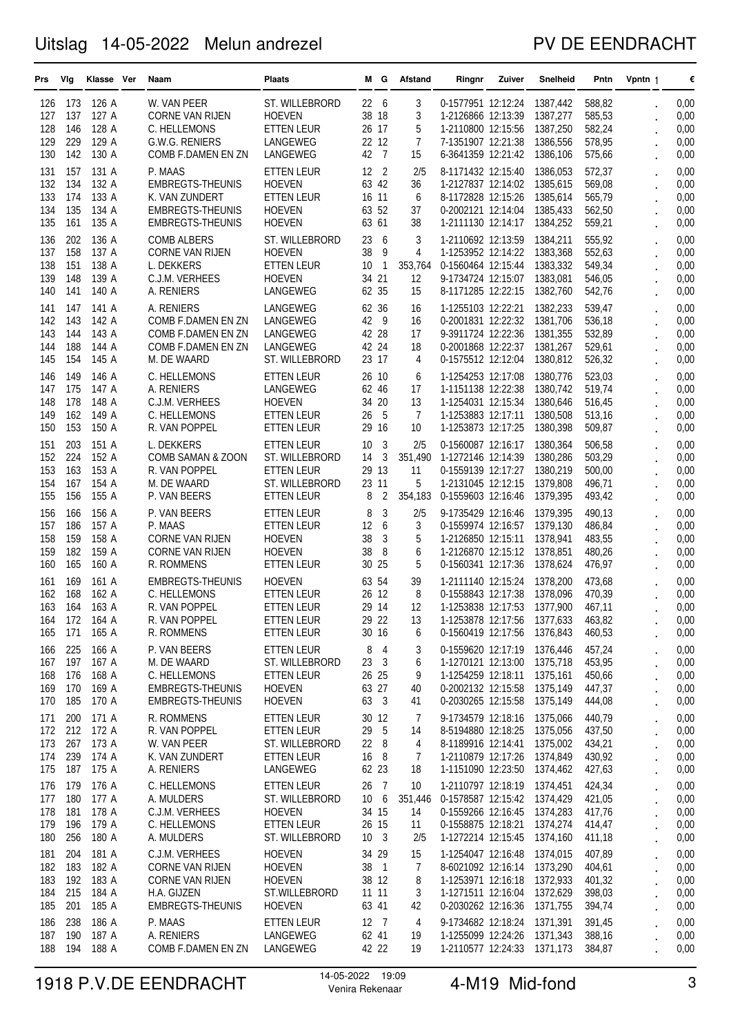# Uitslag 14-05-2022 Melun andrezel

PV DE EENDRACHT

| Prs | Vlg | Klasse | Ver | Naam | Plaats | M | G | Afstand | Ringnr | Zuiver | Snelheid | Pntn | Vpntn 1 | € |
|---|---|---|---|---|---|---|---|---|---|---|---|---|---|---|
| 126 | 173 | 126 A | | W. VAN PEER | ST. WILLEBRORD | 22 | 6 | 3 | 0-1577951 | 12:12:24 | 1387,442 | 588,82 | . | 0,00 |
| 127 | 137 | 127 A | | CORNE VAN RIJEN | HOEVEN | 38 | 18 | 3 | 1-2126866 | 12:13:39 | 1387,277 | 585,53 | . | 0,00 |
| 128 | 146 | 128 A | | C. HELLEMONS | ETTEN LEUR | 26 | 17 | 5 | 1-2110800 | 12:15:56 | 1387,250 | 582,24 | . | 0,00 |
| 129 | 229 | 129 A | | G.W.G. RENIERS | LANGEWEG | 22 | 12 | 7 | 7-1351907 | 12:21:38 | 1386,556 | 578,95 | . | 0,00 |
| 130 | 142 | 130 A | | COMB F.DAMEN EN ZN | LANGEWEG | 42 | 7 | 15 | 6-3641359 | 12:21:42 | 1386,106 | 575,66 | . | 0,00 |
| 131 | 157 | 131 A | | P. MAAS | ETTEN LEUR | 12 | 2 | 2/5 | 8-1171432 | 12:15:40 | 1386,053 | 572,37 | . | 0,00 |
| 132 | 134 | 132 A | | EMBREGTS-THEUNIS | HOEVEN | 63 | 42 | 36 | 1-2127837 | 12:14:02 | 1385,615 | 569,08 | . | 0,00 |
| 133 | 174 | 133 A | | K. VAN ZUNDERT | ETTEN LEUR | 16 | 11 | 6 | 8-1172828 | 12:15:26 | 1385,614 | 565,79 | . | 0,00 |
| 134 | 135 | 134 A | | EMBREGTS-THEUNIS | HOEVEN | 63 | 52 | 37 | 0-2002121 | 12:14:04 | 1385,433 | 562,50 | . | 0,00 |
| 135 | 161 | 135 A | | EMBREGTS-THEUNIS | HOEVEN | 63 | 61 | 38 | 1-2111130 | 12:14:17 | 1384,252 | 559,21 | . | 0,00 |
| 136 | 202 | 136 A | | COMB ALBERS | ST. WILLEBRORD | 23 | 6 | 3 | 1-2110692 | 12:13:59 | 1384,211 | 555,92 | . | 0,00 |
| 137 | 158 | 137 A | | CORNE VAN RIJEN | HOEVEN | 38 | 9 | 4 | 1-1253952 | 12:14:22 | 1383,368 | 552,63 | . | 0,00 |
| 138 | 151 | 138 A | | L. DEKKERS | ETTEN LEUR | 10 | 1 | 353,764 | 0-1560464 | 12:15:44 | 1383,332 | 549,34 | . | 0,00 |
| 139 | 148 | 139 A | | C.J.M. VERHEES | HOEVEN | 34 | 21 | 12 | 9-1734724 | 12:15:07 | 1383,081 | 546,05 | . | 0,00 |
| 140 | 141 | 140 A | | A. RENIERS | LANGEWEG | 62 | 35 | 15 | 8-1171285 | 12:22:15 | 1382,760 | 542,76 | . | 0,00 |
| 141 | 147 | 141 A | | A. RENIERS | LANGEWEG | 62 | 36 | 16 | 1-1255103 | 12:22:21 | 1382,233 | 539,47 | . | 0,00 |
| 142 | 143 | 142 A | | COMB F.DAMEN EN ZN | LANGEWEG | 42 | 9 | 16 | 0-2001831 | 12:22:32 | 1381,706 | 536,18 | . | 0,00 |
| 143 | 144 | 143 A | | COMB F.DAMEN EN ZN | LANGEWEG | 42 | 28 | 17 | 9-3911724 | 12:22:36 | 1381,355 | 532,89 | . | 0,00 |
| 144 | 188 | 144 A | | COMB F.DAMEN EN ZN | LANGEWEG | 42 | 24 | 18 | 0-2001868 | 12:22:37 | 1381,267 | 529,61 | . | 0,00 |
| 145 | 154 | 145 A | | M. DE WAARD | ST. WILLEBRORD | 23 | 17 | 4 | 0-1575512 | 12:12:04 | 1380,812 | 526,32 | . | 0,00 |
| 146 | 149 | 146 A | | C. HELLEMONS | ETTEN LEUR | 26 | 10 | 6 | 1-1254253 | 12:17:08 | 1380,776 | 523,03 | . | 0,00 |
| 147 | 175 | 147 A | | A. RENIERS | LANGEWEG | 62 | 46 | 17 | 1-1151138 | 12:22:38 | 1380,742 | 519,74 | . | 0,00 |
| 148 | 178 | 148 A | | C.J.M. VERHEES | HOEVEN | 34 | 20 | 13 | 1-1254031 | 12:15:34 | 1380,646 | 516,45 | . | 0,00 |
| 149 | 162 | 149 A | | C. HELLEMONS | ETTEN LEUR | 26 | 5 | 7 | 1-1253883 | 12:17:11 | 1380,508 | 513,16 | . | 0,00 |
| 150 | 153 | 150 A | | R. VAN POPPEL | ETTEN LEUR | 29 | 16 | 10 | 1-1253873 | 12:17:25 | 1380,398 | 509,87 | . | 0,00 |
| 151 | 203 | 151 A | | L. DEKKERS | ETTEN LEUR | 10 | 3 | 2/5 | 0-1560087 | 12:16:17 | 1380,364 | 506,58 | . | 0,00 |
| 152 | 224 | 152 A | | COMB SAMAN & ZOON | ST. WILLEBRORD | 14 | 3 | 351,490 | 1-1272146 | 12:14:39 | 1380,286 | 503,29 | . | 0,00 |
| 153 | 163 | 153 A | | R. VAN POPPEL | ETTEN LEUR | 29 | 13 | 11 | 0-1559139 | 12:17:27 | 1380,219 | 500,00 | . | 0,00 |
| 154 | 167 | 154 A | | M. DE WAARD | ST. WILLEBRORD | 23 | 11 | 5 | 1-2131045 | 12:12:15 | 1379,808 | 496,71 | . | 0,00 |
| 155 | 156 | 155 A | | P. VAN BEERS | ETTEN LEUR | 8 | 2 | 354,183 | 0-1559603 | 12:16:46 | 1379,395 | 493,42 | . | 0,00 |
| 156 | 166 | 156 A | | P. VAN BEERS | ETTEN LEUR | 8 | 3 | 2/5 | 9-1735429 | 12:16:46 | 1379,395 | 490,13 | . | 0,00 |
| 157 | 186 | 157 A | | P. MAAS | ETTEN LEUR | 12 | 6 | 3 | 0-1559974 | 12:16:57 | 1379,130 | 486,84 | . | 0,00 |
| 158 | 159 | 158 A | | CORNE VAN RIJEN | HOEVEN | 38 | 3 | 5 | 1-2126850 | 12:15:11 | 1378,941 | 483,55 | . | 0,00 |
| 159 | 182 | 159 A | | CORNE VAN RIJEN | HOEVEN | 38 | 8 | 6 | 1-2126870 | 12:15:12 | 1378,851 | 480,26 | . | 0,00 |
| 160 | 165 | 160 A | | R. ROMMENS | ETTEN LEUR | 30 | 25 | 5 | 0-1560341 | 12:17:36 | 1378,624 | 476,97 | . | 0,00 |
| 161 | 169 | 161 A | | EMBREGTS-THEUNIS | HOEVEN | 63 | 54 | 39 | 1-2111140 | 12:15:24 | 1378,200 | 473,68 | . | 0,00 |
| 162 | 168 | 162 A | | C. HELLEMONS | ETTEN LEUR | 26 | 12 | 8 | 0-1558843 | 12:17:38 | 1378,096 | 470,39 | . | 0,00 |
| 163 | 164 | 163 A | | R. VAN POPPEL | ETTEN LEUR | 29 | 14 | 12 | 1-1253838 | 12:17:53 | 1377,900 | 467,11 | . | 0,00 |
| 164 | 172 | 164 A | | R. VAN POPPEL | ETTEN LEUR | 29 | 22 | 13 | 1-1253878 | 12:17:56 | 1377,633 | 463,82 | . | 0,00 |
| 165 | 171 | 165 A | | R. ROMMENS | ETTEN LEUR | 30 | 16 | 6 | 0-1560419 | 12:17:56 | 1376,843 | 460,53 | . | 0,00 |
| 166 | 225 | 166 A | | P. VAN BEERS | ETTEN LEUR | 8 | 4 | 3 | 0-1559620 | 12:17:19 | 1376,446 | 457,24 | . | 0,00 |
| 167 | 197 | 167 A | | M. DE WAARD | ST. WILLEBRORD | 23 | 3 | 6 | 1-1270121 | 12:13:00 | 1375,718 | 453,95 | . | 0,00 |
| 168 | 176 | 168 A | | C. HELLEMONS | ETTEN LEUR | 26 | 25 | 9 | 1-1254259 | 12:18:11 | 1375,161 | 450,66 | . | 0,00 |
| 169 | 170 | 169 A | | EMBREGTS-THEUNIS | HOEVEN | 63 | 27 | 40 | 0-2002132 | 12:15:58 | 1375,149 | 447,37 | . | 0,00 |
| 170 | 185 | 170 A | | EMBREGTS-THEUNIS | HOEVEN | 63 | 3 | 41 | 0-2030265 | 12:15:58 | 1375,149 | 444,08 | . | 0,00 |
| 171 | 200 | 171 A | | R. ROMMENS | ETTEN LEUR | 30 | 12 | 7 | 9-1734579 | 12:18:16 | 1375,066 | 440,79 | . | 0,00 |
| 172 | 212 | 172 A | | R. VAN POPPEL | ETTEN LEUR | 29 | 5 | 14 | 8-5194880 | 12:18:25 | 1375,056 | 437,50 | . | 0,00 |
| 173 | 267 | 173 A | | W. VAN PEER | ST. WILLEBRORD | 22 | 8 | 4 | 8-1189916 | 12:14:41 | 1375,002 | 434,21 | . | 0,00 |
| 174 | 239 | 174 A | | K. VAN ZUNDERT | ETTEN LEUR | 16 | 8 | 7 | 1-2110879 | 12:17:26 | 1374,849 | 430,92 | . | 0,00 |
| 175 | 187 | 175 A | | A. RENIERS | LANGEWEG | 62 | 23 | 18 | 1-1151090 | 12:23:50 | 1374,462 | 427,63 | . | 0,00 |
| 176 | 179 | 176 A | | C. HELLEMONS | ETTEN LEUR | 26 | 7 | 10 | 1-2110797 | 12:18:19 | 1374,451 | 424,34 | . | 0,00 |
| 177 | 180 | 177 A | | A. MULDERS | ST. WILLEBRORD | 10 | 6 | 351,446 | 0-1578587 | 12:15:42 | 1374,429 | 421,05 | . | 0,00 |
| 178 | 181 | 178 A | | C.J.M. VERHEES | HOEVEN | 34 | 15 | 14 | 0-1559266 | 12:16:45 | 1374,283 | 417,76 | . | 0,00 |
| 179 | 196 | 179 A | | C. HELLEMONS | ETTEN LEUR | 26 | 15 | 11 | 0-1558875 | 12:18:21 | 1374,274 | 414,47 | . | 0,00 |
| 180 | 256 | 180 A | | A. MULDERS | ST. WILLEBRORD | 10 | 3 | 2/5 | 1-1272214 | 12:15:45 | 1374,160 | 411,18 | . | 0,00 |
| 181 | 204 | 181 A | | C.J.M. VERHEES | HOEVEN | 34 | 29 | 15 | 1-1254047 | 12:16:48 | 1374,015 | 407,89 | . | 0,00 |
| 182 | 183 | 182 A | | CORNE VAN RIJEN | HOEVEN | 38 | 1 | 7 | 8-6021092 | 12:16:14 | 1373,290 | 404,61 | . | 0,00 |
| 183 | 192 | 183 A | | CORNE VAN RIJEN | HOEVEN | 38 | 12 | 8 | 1-1253971 | 12:16:18 | 1372,933 | 401,32 | . | 0,00 |
| 184 | 215 | 184 A | | H.A. GIJZEN | ST.WILLEBRORD | 11 | 11 | 3 | 1-1271511 | 12:16:04 | 1372,629 | 398,03 | . | 0,00 |
| 185 | 201 | 185 A | | EMBREGTS-THEUNIS | HOEVEN | 63 | 41 | 42 | 0-2030262 | 12:16:36 | 1371,755 | 394,74 | . | 0,00 |
| 186 | 238 | 186 A | | P. MAAS | ETTEN LEUR | 12 | 7 | 4 | 9-1734682 | 12:18:24 | 1371,391 | 391,45 | . | 0,00 |
| 187 | 190 | 187 A | | A. RENIERS | LANGEWEG | 62 | 41 | 19 | 1-1255099 | 12:24:26 | 1371,343 | 388,16 | . | 0,00 |
| 188 | 194 | 188 A | | COMB F.DAMEN EN ZN | LANGEWEG | 42 | 22 | 19 | 1-2110577 | 12:24:33 | 1371,173 | 384,87 | . | 0,00 |

1918 P.V.DE EENDRACHT — 14-05-2022 19:09 Venira Rekenaar — 4-M19 Mid-fond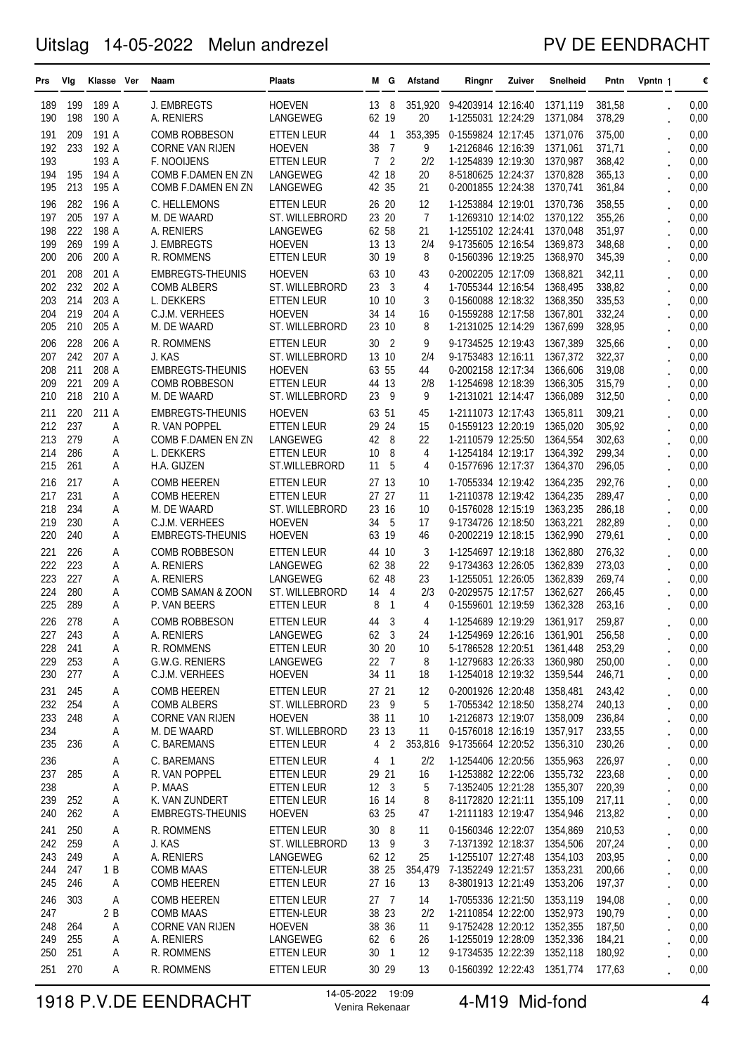# Uitslag 14-05-2022 Melun andrezel

PV DE EENDRACHT

| Prs | Vlg | Klasse | Ver | Naam | Plaats | M | G | Afstand | Ringnr | Zuiver | Snelheid | Pntn | Vpntn | € |
|---|---|---|---|---|---|---|---|---|---|---|---|---|---|---|
| 189 | 199 | 189 A | | J. EMBREGTS | HOEVEN | 13 | 8 | 351,920 | 9-4203914 | 12:16:40 | 1371,119 | 381,58 | . | 0,00 |
| 190 | 198 | 190 A | | A. RENIERS | LANGEWEG | 62 | 19 | 20 | 1-1255031 | 12:24:29 | 1371,084 | 378,29 | . | 0,00 |
| 191 | 209 | 191 A | | COMB ROBBESON | ETTEN LEUR | 44 | 1 | 353,395 | 0-1559824 | 12:17:45 | 1371,076 | 375,00 | . | 0,00 |
| 192 | 233 | 192 A | | CORNE VAN RIJEN | HOEVEN | 38 | 7 | 9 | 1-2126846 | 12:16:39 | 1371,061 | 371,71 | . | 0,00 |
| 193 | | 193 A | | F. NOOIJENS | ETTEN LEUR | 7 | 2 | 2/2 | 1-1254839 | 12:19:30 | 1370,987 | 368,42 | . | 0,00 |
| 194 | 195 | 194 A | | COMB F.DAMEN EN ZN | LANGEWEG | 42 | 18 | 20 | 8-5180625 | 12:24:37 | 1370,828 | 365,13 | . | 0,00 |
| 195 | 213 | 195 A | | COMB F.DAMEN EN ZN | LANGEWEG | 42 | 35 | 21 | 0-2001855 | 12:24:38 | 1370,741 | 361,84 | . | 0,00 |
| 196 | 282 | 196 A | | C. HELLEMONS | ETTEN LEUR | 26 | 20 | 12 | 1-1253884 | 12:19:01 | 1370,736 | 358,55 | . | 0,00 |
| 197 | 205 | 197 A | | M. DE WAARD | ST. WILLEBRORD | 23 | 20 | 7 | 1-1269310 | 12:14:02 | 1370,122 | 355,26 | . | 0,00 |
| 198 | 222 | 198 A | | A. RENIERS | LANGEWEG | 62 | 58 | 21 | 1-1255102 | 12:24:41 | 1370,048 | 351,97 | . | 0,00 |
| 199 | 269 | 199 A | | J. EMBREGTS | HOEVEN | 13 | 13 | 2/4 | 9-1735605 | 12:16:54 | 1369,873 | 348,68 | . | 0,00 |
| 200 | 206 | 200 A | | R. ROMMENS | ETTEN LEUR | 30 | 19 | 8 | 0-1560396 | 12:19:25 | 1368,970 | 345,39 | . | 0,00 |
| 201 | 208 | 201 A | | EMBREGTS-THEUNIS | HOEVEN | 63 | 10 | 43 | 0-2002205 | 12:17:09 | 1368,821 | 342,11 | . | 0,00 |
| 202 | 232 | 202 A | | COMB ALBERS | ST. WILLEBRORD | 23 | 3 | 4 | 1-7055344 | 12:16:54 | 1368,495 | 338,82 | . | 0,00 |
| 203 | 214 | 203 A | | L. DEKKERS | ETTEN LEUR | 10 | 10 | 3 | 0-1560088 | 12:18:32 | 1368,350 | 335,53 | . | 0,00 |
| 204 | 219 | 204 A | | C.J.M. VERHEES | HOEVEN | 34 | 14 | 16 | 0-1559288 | 12:17:58 | 1367,801 | 332,24 | . | 0,00 |
| 205 | 210 | 205 A | | M. DE WAARD | ST. WILLEBRORD | 23 | 10 | 8 | 1-2131025 | 12:14:29 | 1367,699 | 328,95 | . | 0,00 |
| 206 | 228 | 206 A | | R. ROMMENS | ETTEN LEUR | 30 | 2 | 9 | 9-1734525 | 12:19:43 | 1367,389 | 325,66 | . | 0,00 |
| 207 | 242 | 207 A | | J. KAS | ST. WILLEBRORD | 13 | 10 | 2/4 | 9-1753483 | 12:16:11 | 1367,372 | 322,37 | . | 0,00 |
| 208 | 211 | 208 A | | EMBREGTS-THEUNIS | HOEVEN | 63 | 55 | 44 | 0-2002158 | 12:17:34 | 1366,606 | 319,08 | . | 0,00 |
| 209 | 221 | 209 A | | COMB ROBBESON | ETTEN LEUR | 44 | 13 | 2/8 | 1-1254698 | 12:18:39 | 1366,305 | 315,79 | . | 0,00 |
| 210 | 218 | 210 A | | M. DE WAARD | ST. WILLEBRORD | 23 | 9 | 9 | 1-2131021 | 12:14:47 | 1366,089 | 312,50 | . | 0,00 |
| 211 | 220 | 211 A | | EMBREGTS-THEUNIS | HOEVEN | 63 | 51 | 45 | 1-2111073 | 12:17:43 | 1365,811 | 309,21 | . | 0,00 |
| 212 | 237 | A | | R. VAN POPPEL | ETTEN LEUR | 29 | 24 | 15 | 0-1559123 | 12:20:19 | 1365,020 | 305,92 | . | 0,00 |
| 213 | 279 | A | | COMB F.DAMEN EN ZN | LANGEWEG | 42 | 8 | 22 | 1-2110579 | 12:25:50 | 1364,554 | 302,63 | . | 0,00 |
| 214 | 286 | A | | L. DEKKERS | ETTEN LEUR | 10 | 8 | 4 | 1-1254184 | 12:19:17 | 1364,392 | 299,34 | . | 0,00 |
| 215 | 261 | A | | H.A. GIJZEN | ST.WILLEBRORD | 11 | 5 | 4 | 0-1577696 | 12:17:37 | 1364,370 | 296,05 | . | 0,00 |
| 216 | 217 | A | | COMB HEEREN | ETTEN LEUR | 27 | 13 | 10 | 1-7055334 | 12:19:42 | 1364,235 | 292,76 | . | 0,00 |
| 217 | 231 | A | | COMB HEEREN | ETTEN LEUR | 27 | 27 | 11 | 1-2110378 | 12:19:42 | 1364,235 | 289,47 | . | 0,00 |
| 218 | 234 | A | | M. DE WAARD | ST. WILLEBRORD | 23 | 16 | 10 | 0-1576028 | 12:15:19 | 1363,235 | 286,18 | . | 0,00 |
| 219 | 230 | A | | C.J.M. VERHEES | HOEVEN | 34 | 5 | 17 | 9-1734726 | 12:18:50 | 1363,221 | 282,89 | . | 0,00 |
| 220 | 240 | A | | EMBREGTS-THEUNIS | HOEVEN | 63 | 19 | 46 | 0-2002219 | 12:18:15 | 1362,990 | 279,61 | . | 0,00 |
| 221 | 226 | A | | COMB ROBBESON | ETTEN LEUR | 44 | 10 | 3 | 1-1254697 | 12:19:18 | 1362,880 | 276,32 | . | 0,00 |
| 222 | 223 | A | | A. RENIERS | LANGEWEG | 62 | 38 | 22 | 9-1734363 | 12:26:05 | 1362,839 | 273,03 | . | 0,00 |
| 223 | 227 | A | | A. RENIERS | LANGEWEG | 62 | 48 | 23 | 1-1255051 | 12:26:05 | 1362,839 | 269,74 | . | 0,00 |
| 224 | 280 | A | | COMB SAMAN & ZOON | ST. WILLEBRORD | 14 | 4 | 2/3 | 0-2029575 | 12:17:57 | 1362,627 | 266,45 | . | 0,00 |
| 225 | 289 | A | | P. VAN BEERS | ETTEN LEUR | 8 | 1 | 4 | 0-1559601 | 12:19:59 | 1362,328 | 263,16 | . | 0,00 |
| 226 | 278 | A | | COMB ROBBESON | ETTEN LEUR | 44 | 3 | 4 | 1-1254689 | 12:19:29 | 1361,917 | 259,87 | . | 0,00 |
| 227 | 243 | A | | A. RENIERS | LANGEWEG | 62 | 3 | 24 | 1-1254969 | 12:26:16 | 1361,901 | 256,58 | . | 0,00 |
| 228 | 241 | A | | R. ROMMENS | ETTEN LEUR | 30 | 20 | 10 | 5-1786528 | 12:20:51 | 1361,448 | 253,29 | . | 0,00 |
| 229 | 253 | A | | G.W.G. RENIERS | LANGEWEG | 22 | 7 | 8 | 1-1279683 | 12:26:33 | 1360,980 | 250,00 | . | 0,00 |
| 230 | 277 | A | | C.J.M. VERHEES | HOEVEN | 34 | 11 | 18 | 1-1254018 | 12:19:32 | 1359,544 | 246,71 | . | 0,00 |
| 231 | 245 | A | | COMB HEEREN | ETTEN LEUR | 27 | 21 | 12 | 0-2001926 | 12:20:48 | 1358,481 | 243,42 | . | 0,00 |
| 232 | 254 | A | | COMB ALBERS | ST. WILLEBRORD | 23 | 9 | 5 | 1-7055342 | 12:18:50 | 1358,274 | 240,13 | . | 0,00 |
| 233 | 248 | A | | CORNE VAN RIJEN | HOEVEN | 38 | 11 | 10 | 1-2126873 | 12:19:07 | 1358,009 | 236,84 | . | 0,00 |
| 234 | | A | | M. DE WAARD | ST. WILLEBRORD | 23 | 13 | 11 | 0-1576018 | 12:16:19 | 1357,917 | 233,55 | . | 0,00 |
| 235 | 236 | A | | C. BAREMANS | ETTEN LEUR | 4 | 2 | 353,816 | 9-1735664 | 12:20:52 | 1356,310 | 230,26 | . | 0,00 |
| 236 | | A | | C. BAREMANS | ETTEN LEUR | 4 | 1 | 2/2 | 1-1254406 | 12:20:56 | 1355,963 | 226,97 | . | 0,00 |
| 237 | 285 | A | | R. VAN POPPEL | ETTEN LEUR | 29 | 21 | 16 | 1-1253882 | 12:22:06 | 1355,732 | 223,68 | . | 0,00 |
| 238 | | A | | P. MAAS | ETTEN LEUR | 12 | 3 | 5 | 7-1352405 | 12:21:28 | 1355,307 | 220,39 | . | 0,00 |
| 239 | 252 | A | | K. VAN ZUNDERT | ETTEN LEUR | 16 | 14 | 8 | 8-1172820 | 12:21:11 | 1355,109 | 217,11 | . | 0,00 |
| 240 | 262 | A | | EMBREGTS-THEUNIS | HOEVEN | 63 | 25 | 47 | 1-2111183 | 12:19:47 | 1354,946 | 213,82 | . | 0,00 |
| 241 | 250 | A | | R. ROMMENS | ETTEN LEUR | 30 | 8 | 11 | 0-1560346 | 12:22:07 | 1354,869 | 210,53 | . | 0,00 |
| 242 | 259 | A | | J. KAS | ST. WILLEBRORD | 13 | 9 | 3 | 7-1371392 | 12:18:37 | 1354,506 | 207,24 | . | 0,00 |
| 243 | 249 | A | | A. RENIERS | LANGEWEG | 62 | 12 | 25 | 1-1255107 | 12:27:48 | 1354,103 | 203,95 | . | 0,00 |
| 244 | 247 | 1 B | | COMB MAAS | ETTEN-LEUR | 38 | 25 | 354,479 | 7-1352249 | 12:21:57 | 1353,231 | 200,66 | . | 0,00 |
| 245 | 246 | A | | COMB HEEREN | ETTEN LEUR | 27 | 16 | 13 | 8-3801913 | 12:21:49 | 1353,206 | 197,37 | . | 0,00 |
| 246 | 303 | A | | COMB HEEREN | ETTEN LEUR | 27 | 7 | 14 | 1-7055336 | 12:21:50 | 1353,119 | 194,08 | . | 0,00 |
| 247 | | 2 B | | COMB MAAS | ETTEN-LEUR | 38 | 23 | 2/2 | 1-2110854 | 12:22:00 | 1352,973 | 190,79 | . | 0,00 |
| 248 | 264 | A | | CORNE VAN RIJEN | HOEVEN | 38 | 36 | 11 | 9-1752428 | 12:20:12 | 1352,355 | 187,50 | . | 0,00 |
| 249 | 255 | A | | A. RENIERS | LANGEWEG | 62 | 6 | 26 | 1-1255019 | 12:28:09 | 1352,336 | 184,21 | . | 0,00 |
| 250 | 251 | A | | R. ROMMENS | ETTEN LEUR | 30 | 1 | 12 | 9-1734535 | 12:22:39 | 1352,118 | 180,92 | . | 0,00 |
| 251 | 270 | A | | R. ROMMENS | ETTEN LEUR | 30 | 29 | 13 | 0-1560392 | 12:22:43 | 1351,774 | 177,63 | . | 0,00 |

1918 P.V.DE EENDRACHT — 14-05-2022 19:09 Venira Rekenaar — 4-M19 Mid-fond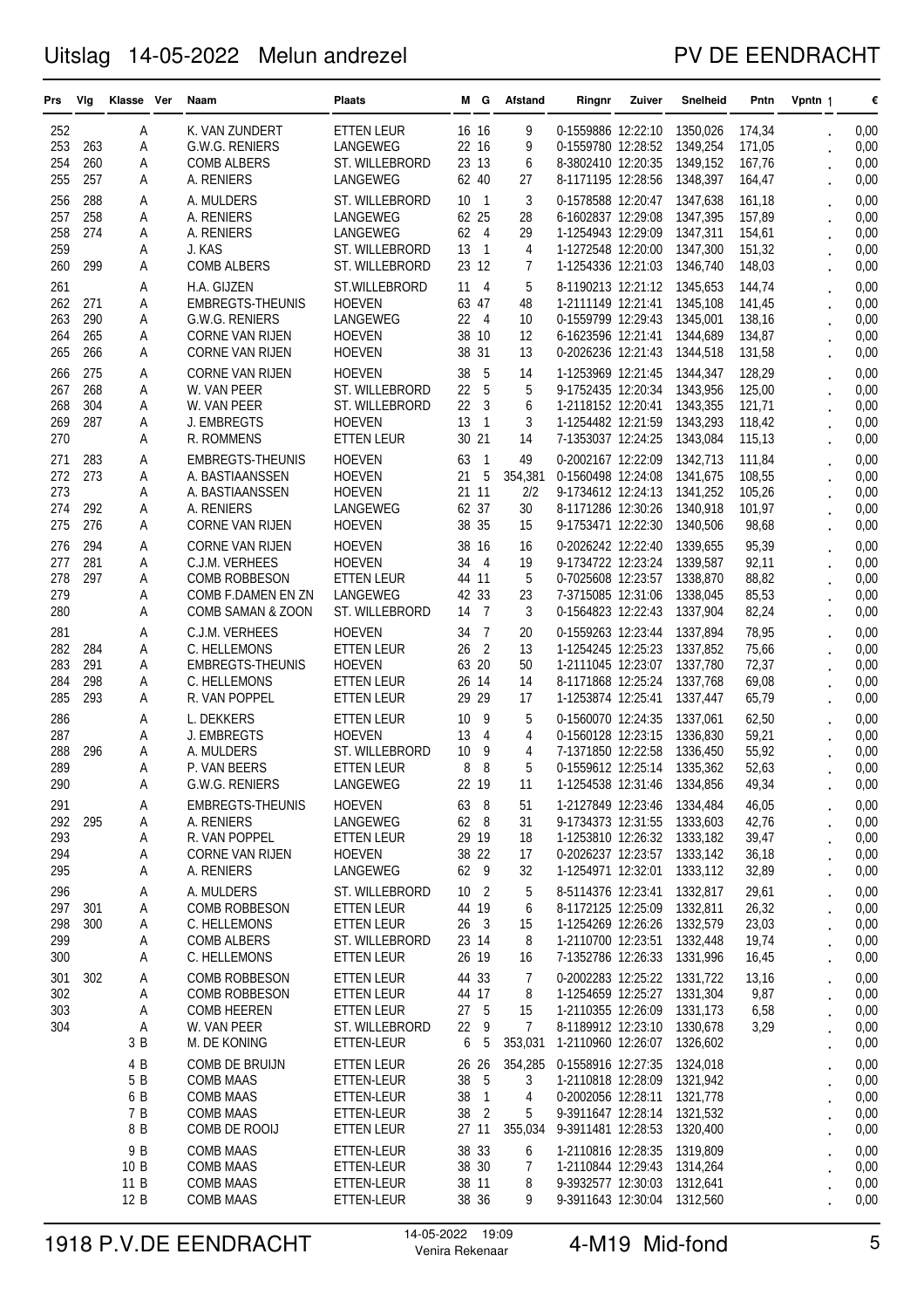# Uitslag 14-05-2022 Melun andrezel

## PV DE EENDRACHT

| Prs | Vlg | Klasse | Ver | Naam | Plaats | M | G | Afstand | Ringnr | Zuiver | Snelheid | Pntn | Vpntn | € |
|---|---|---|---|---|---|---|---|---|---|---|---|---|---|---|
| 252 | | A | | K. VAN ZUNDERT | ETTEN LEUR | 16 | 16 | 9 | 0-1559886 | 12:22:10 | 1350,026 | 174,34 | . | 0,00 |
| 253 | 263 | A | | G.W.G. RENIERS | LANGEWEG | 22 | 16 | 9 | 0-1559780 | 12:28:52 | 1349,254 | 171,05 | . | 0,00 |
| 254 | 260 | A | | COMB ALBERS | ST. WILLEBRORD | 23 | 13 | 6 | 8-3802410 | 12:20:35 | 1349,152 | 167,76 | . | 0,00 |
| 255 | 257 | A | | A. RENIERS | LANGEWEG | 62 | 40 | 27 | 8-1171195 | 12:28:56 | 1348,397 | 164,47 | . | 0,00 |
| 256 | 288 | A | | A. MULDERS | ST. WILLEBRORD | 10 | 1 | 3 | 0-1578588 | 12:20:47 | 1347,638 | 161,18 | . | 0,00 |
| 257 | 258 | A | | A. RENIERS | LANGEWEG | 62 | 25 | 28 | 6-1602837 | 12:29:08 | 1347,395 | 157,89 | . | 0,00 |
| 258 | 274 | A | | A. RENIERS | LANGEWEG | 62 | 4 | 29 | 1-1254943 | 12:29:09 | 1347,311 | 154,61 | . | 0,00 |
| 259 | | A | | J. KAS | ST. WILLEBRORD | 13 | 1 | 4 | 1-1272548 | 12:20:00 | 1347,300 | 151,32 | . | 0,00 |
| 260 | 299 | A | | COMB ALBERS | ST. WILLEBRORD | 23 | 12 | 7 | 1-1254336 | 12:21:03 | 1346,740 | 148,03 | . | 0,00 |
| 261 | | A | | H.A. GIJZEN | ST.WILLEBRORD | 11 | 4 | 5 | 8-1190213 | 12:21:12 | 1345,653 | 144,74 | . | 0,00 |
| 262 | 271 | A | | EMBREGTS-THEUNIS | HOEVEN | 63 | 47 | 48 | 1-2111149 | 12:21:41 | 1345,108 | 141,45 | . | 0,00 |
| 263 | 290 | A | | G.W.G. RENIERS | LANGEWEG | 22 | 4 | 10 | 0-1559799 | 12:29:43 | 1345,001 | 138,16 | . | 0,00 |
| 264 | 265 | A | | CORNE VAN RIJEN | HOEVEN | 38 | 10 | 12 | 6-1623596 | 12:21:41 | 1344,689 | 134,87 | . | 0,00 |
| 265 | 266 | A | | CORNE VAN RIJEN | HOEVEN | 38 | 31 | 13 | 0-2026236 | 12:21:43 | 1344,518 | 131,58 | . | 0,00 |
| 266 | 275 | A | | CORNE VAN RIJEN | HOEVEN | 38 | 5 | 14 | 1-1253969 | 12:21:45 | 1344,347 | 128,29 | . | 0,00 |
| 267 | 268 | A | | W. VAN PEER | ST. WILLEBRORD | 22 | 5 | 5 | 9-1752435 | 12:20:34 | 1343,956 | 125,00 | . | 0,00 |
| 268 | 304 | A | | W. VAN PEER | ST. WILLEBRORD | 22 | 3 | 6 | 1-2118152 | 12:20:41 | 1343,355 | 121,71 | . | 0,00 |
| 269 | 287 | A | | J. EMBREGTS | HOEVEN | 13 | 1 | 3 | 1-1254482 | 12:21:59 | 1343,293 | 118,42 | . | 0,00 |
| 270 | | A | | R. ROMMENS | ETTEN LEUR | 30 | 21 | 14 | 7-1353037 | 12:24:25 | 1343,084 | 115,13 | . | 0,00 |
| 271 | 283 | A | | EMBREGTS-THEUNIS | HOEVEN | 63 | 1 | 49 | 0-2002167 | 12:22:09 | 1342,713 | 111,84 | . | 0,00 |
| 272 | 273 | A | | A. BASTIAANSSEN | HOEVEN | 21 | 5 | 354,381 | 0-1560498 | 12:24:08 | 1341,675 | 108,55 | . | 0,00 |
| 273 | | A | | A. BASTIAANSSEN | HOEVEN | 21 | 11 | 2/2 | 9-1734612 | 12:24:13 | 1341,252 | 105,26 | . | 0,00 |
| 274 | 292 | A | | A. RENIERS | LANGEWEG | 62 | 37 | 30 | 8-1171286 | 12:30:26 | 1340,918 | 101,97 | . | 0,00 |
| 275 | 276 | A | | CORNE VAN RIJEN | HOEVEN | 38 | 35 | 15 | 9-1753471 | 12:22:30 | 1340,506 | 98,68 | . | 0,00 |
| 276 | 294 | A | | CORNE VAN RIJEN | HOEVEN | 38 | 16 | 16 | 0-2026242 | 12:22:40 | 1339,655 | 95,39 | . | 0,00 |
| 277 | 281 | A | | C.J.M. VERHEES | HOEVEN | 34 | 4 | 19 | 9-1734722 | 12:23:24 | 1339,587 | 92,11 | . | 0,00 |
| 278 | 297 | A | | COMB ROBBESON | ETTEN LEUR | 44 | 11 | 5 | 0-7025608 | 12:23:57 | 1338,870 | 88,82 | . | 0,00 |
| 279 | | A | | COMB F.DAMEN EN ZN | LANGEWEG | 42 | 33 | 23 | 7-3715085 | 12:31:06 | 1338,045 | 85,53 | . | 0,00 |
| 280 | | A | | COMB SAMAN & ZOON | ST. WILLEBRORD | 14 | 7 | 3 | 0-1564823 | 12:22:43 | 1337,904 | 82,24 | . | 0,00 |
| 281 | | A | | C.J.M. VERHEES | HOEVEN | 34 | 7 | 20 | 0-1559263 | 12:23:44 | 1337,894 | 78,95 | . | 0,00 |
| 282 | 284 | A | | C. HELLEMONS | ETTEN LEUR | 26 | 2 | 13 | 1-1254245 | 12:25:23 | 1337,852 | 75,66 | . | 0,00 |
| 283 | 291 | A | | EMBREGTS-THEUNIS | HOEVEN | 63 | 20 | 50 | 1-2111045 | 12:23:07 | 1337,780 | 72,37 | . | 0,00 |
| 284 | 298 | A | | C. HELLEMONS | ETTEN LEUR | 26 | 14 | 14 | 8-1171868 | 12:25:24 | 1337,768 | 69,08 | . | 0,00 |
| 285 | 293 | A | | R. VAN POPPEL | ETTEN LEUR | 29 | 29 | 17 | 1-1253874 | 12:25:41 | 1337,447 | 65,79 | . | 0,00 |
| 286 | | A | | L. DEKKERS | ETTEN LEUR | 10 | 9 | 5 | 0-1560070 | 12:24:35 | 1337,061 | 62,50 | . | 0,00 |
| 287 | | A | | J. EMBREGTS | HOEVEN | 13 | 4 | 4 | 0-1560128 | 12:23:15 | 1336,830 | 59,21 | . | 0,00 |
| 288 | 296 | A | | A. MULDERS | ST. WILLEBRORD | 10 | 9 | 4 | 7-1371850 | 12:22:58 | 1336,450 | 55,92 | . | 0,00 |
| 289 | | A | | P. VAN BEERS | ETTEN LEUR | 8 | 8 | 5 | 0-1559612 | 12:25:14 | 1335,362 | 52,63 | . | 0,00 |
| 290 | | A | | G.W.G. RENIERS | LANGEWEG | 22 | 19 | 11 | 1-1254538 | 12:31:46 | 1334,856 | 49,34 | . | 0,00 |
| 291 | | A | | EMBREGTS-THEUNIS | HOEVEN | 63 | 8 | 51 | 1-2127849 | 12:23:46 | 1334,484 | 46,05 | . | 0,00 |
| 292 | 295 | A | | A. RENIERS | LANGEWEG | 62 | 8 | 31 | 9-1734373 | 12:31:55 | 1333,603 | 42,76 | . | 0,00 |
| 293 | | A | | R. VAN POPPEL | ETTEN LEUR | 29 | 19 | 18 | 1-1253810 | 12:26:32 | 1333,182 | 39,47 | . | 0,00 |
| 294 | | A | | CORNE VAN RIJEN | HOEVEN | 38 | 22 | 17 | 0-2026237 | 12:23:57 | 1333,142 | 36,18 | . | 0,00 |
| 295 | | A | | A. RENIERS | LANGEWEG | 62 | 9 | 32 | 1-1254971 | 12:32:01 | 1333,112 | 32,89 | . | 0,00 |
| 296 | | A | | A. MULDERS | ST. WILLEBRORD | 10 | 2 | 5 | 8-5114376 | 12:23:41 | 1332,817 | 29,61 | . | 0,00 |
| 297 | 301 | A | | COMB ROBBESON | ETTEN LEUR | 44 | 19 | 6 | 8-1172125 | 12:25:09 | 1332,811 | 26,32 | . | 0,00 |
| 298 | 300 | A | | C. HELLEMONS | ETTEN LEUR | 26 | 3 | 15 | 1-1254269 | 12:26:26 | 1332,579 | 23,03 | . | 0,00 |
| 299 | | A | | COMB ALBERS | ST. WILLEBRORD | 23 | 14 | 8 | 1-2110700 | 12:23:51 | 1332,448 | 19,74 | . | 0,00 |
| 300 | | A | | C. HELLEMONS | ETTEN LEUR | 26 | 19 | 16 | 7-1352786 | 12:26:33 | 1331,996 | 16,45 | . | 0,00 |
| 301 | 302 | A | | COMB ROBBESON | ETTEN LEUR | 44 | 33 | 7 | 0-2002283 | 12:25:22 | 1331,722 | 13,16 | . | 0,00 |
| 302 | | A | | COMB ROBBESON | ETTEN LEUR | 44 | 17 | 8 | 1-1254659 | 12:25:27 | 1331,304 | 9,87 | . | 0,00 |
| 303 | | A | | COMB HEEREN | ETTEN LEUR | 27 | 5 | 15 | 1-2110355 | 12:26:09 | 1331,173 | 6,58 | . | 0,00 |
| 304 | | A | | W. VAN PEER | ST. WILLEBRORD | 22 | 9 | 7 | 8-1189912 | 12:23:10 | 1330,678 | 3,29 | . | 0,00 |
| | | 3 B | | M. DE KONING | ETTEN-LEUR | 6 | 5 | 353,031 | 1-2110960 | 12:26:07 | 1326,602 | | . | 0,00 |
| | | 4 B | | COMB DE BRUIJN | ETTEN LEUR | 26 | 26 | 354,285 | 0-1558916 | 12:27:35 | 1324,018 | | . | 0,00 |
| | | 5 B | | COMB MAAS | ETTEN-LEUR | 38 | 5 | 3 | 1-2110818 | 12:28:09 | 1321,942 | | . | 0,00 |
| | | 6 B | | COMB MAAS | ETTEN-LEUR | 38 | 1 | 4 | 0-2002056 | 12:28:11 | 1321,778 | | . | 0,00 |
| | | 7 B | | COMB MAAS | ETTEN-LEUR | 38 | 2 | 5 | 9-3911647 | 12:28:14 | 1321,532 | | . | 0,00 |
| | | 8 B | | COMB DE ROOIJ | ETTEN LEUR | 27 | 11 | 355,034 | 9-3911481 | 12:28:53 | 1320,400 | | . | 0,00 |
| | | 9 B | | COMB MAAS | ETTEN-LEUR | 38 | 33 | 6 | 1-2110816 | 12:28:35 | 1319,809 | | . | 0,00 |
| | | 10 B | | COMB MAAS | ETTEN-LEUR | 38 | 30 | 7 | 1-2110844 | 12:29:43 | 1314,264 | | . | 0,00 |
| | | 11 B | | COMB MAAS | ETTEN-LEUR | 38 | 11 | 8 | 9-3932577 | 12:30:03 | 1312,641 | | . | 0,00 |
| | | 12 B | | COMB MAAS | ETTEN-LEUR | 38 | 36 | 9 | 9-3911643 | 12:30:04 | 1312,560 | | . | 0,00 |

1918 P.V.DE EENDRACHT — 14-05-2022 19:09 Venira Rekenaar — 4-M19 Mid-fond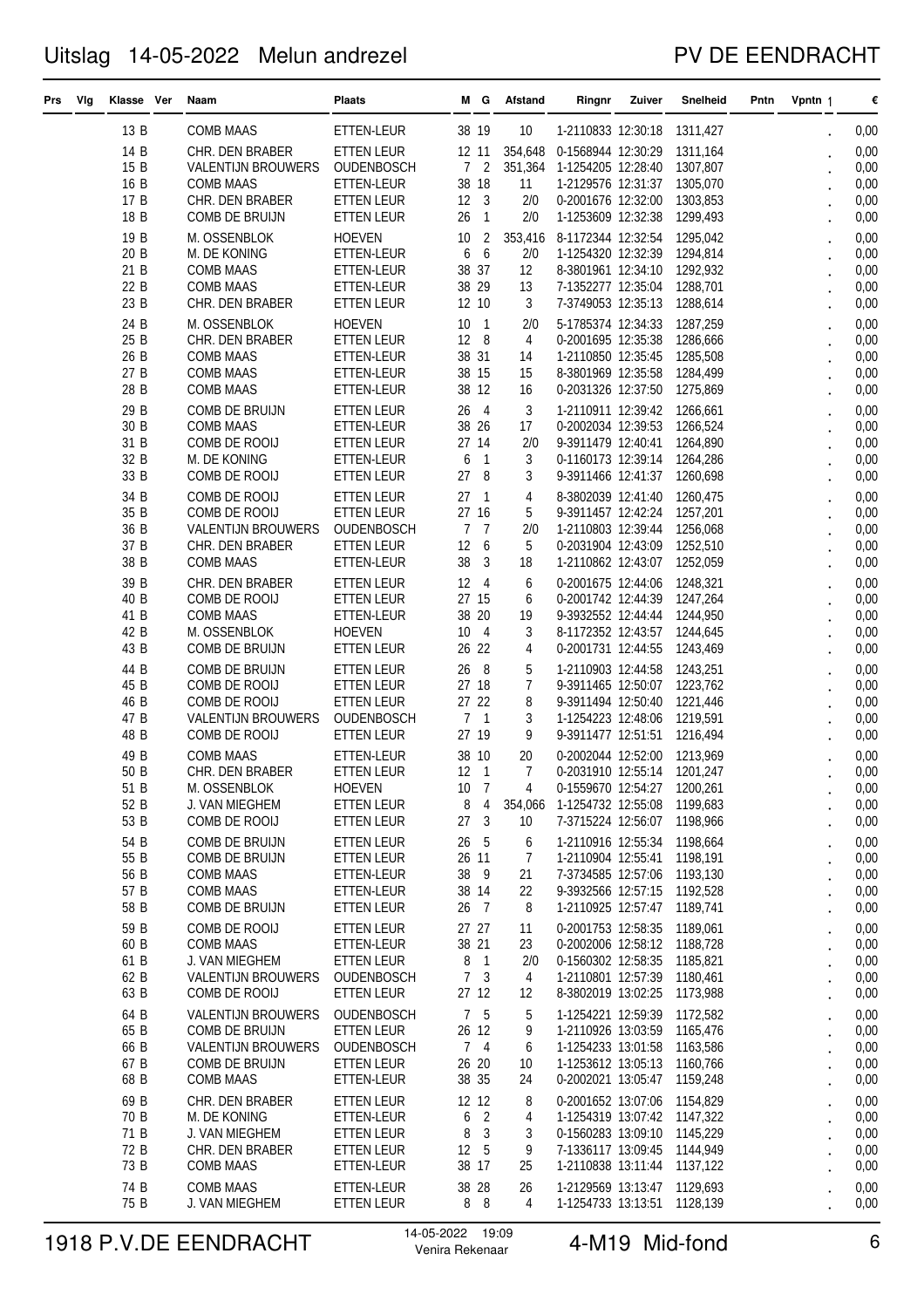# Uitslag 14-05-2022 Melun andrezel

PV DE EENDRACHT

| Prs | Vlg | Klasse | Ver | Naam | Plaats | M | G | Afstand | Ringnr | Zuiver | Snelheid | Pntn | Vpntn | € |
|---|---|---|---|---|---|---|---|---|---|---|---|---|---|---|
| | | 13 B | | COMB MAAS | ETTEN-LEUR | 38 | 19 | 10 | 1-2110833 | 12:30:18 | 1311,427 | | . | 0,00 |
| | | 14 B | | CHR. DEN BRABER | ETTEN LEUR | 12 | 11 | 354,648 | 0-1568944 | 12:30:29 | 1311,164 | | . | 0,00 |
| | | 15 B | | VALENTIJN BROUWERS | OUDENBOSCH | 7 | 2 | 351,364 | 1-1254205 | 12:28:40 | 1307,807 | | . | 0,00 |
| | | 16 B | | COMB MAAS | ETTEN-LEUR | 38 | 18 | 11 | 1-2129576 | 12:31:37 | 1305,070 | | . | 0,00 |
| | | 17 B | | CHR. DEN BRABER | ETTEN LEUR | 12 | 3 | 2/0 | 0-2001676 | 12:32:00 | 1303,853 | | . | 0,00 |
| | | 18 B | | COMB DE BRUIJN | ETTEN LEUR | 26 | 1 | 2/0 | 1-1253609 | 12:32:38 | 1299,493 | | . | 0,00 |
| | | 19 B | | M. OSSENBLOK | HOEVEN | 10 | 2 | 353,416 | 8-1172344 | 12:32:54 | 1295,042 | | . | 0,00 |
| | | 20 B | | M. DE KONING | ETTEN-LEUR | 6 | 6 | 2/0 | 1-1254320 | 12:32:39 | 1294,814 | | . | 0,00 |
| | | 21 B | | COMB MAAS | ETTEN-LEUR | 38 | 37 | 12 | 8-3801961 | 12:34:10 | 1292,932 | | . | 0,00 |
| | | 22 B | | COMB MAAS | ETTEN-LEUR | 38 | 29 | 13 | 7-1352277 | 12:35:04 | 1288,701 | | . | 0,00 |
| | | 23 B | | CHR. DEN BRABER | ETTEN LEUR | 12 | 10 | 3 | 7-3749053 | 12:35:13 | 1288,614 | | . | 0,00 |
| | | 24 B | | M. OSSENBLOK | HOEVEN | 10 | 1 | 2/0 | 5-1785374 | 12:34:33 | 1287,259 | | . | 0,00 |
| | | 25 B | | CHR. DEN BRABER | ETTEN LEUR | 12 | 8 | 4 | 0-2001695 | 12:35:38 | 1286,666 | | . | 0,00 |
| | | 26 B | | COMB MAAS | ETTEN-LEUR | 38 | 31 | 14 | 1-2110850 | 12:35:45 | 1285,508 | | . | 0,00 |
| | | 27 B | | COMB MAAS | ETTEN-LEUR | 38 | 15 | 15 | 8-3801969 | 12:35:58 | 1284,499 | | . | 0,00 |
| | | 28 B | | COMB MAAS | ETTEN-LEUR | 38 | 12 | 16 | 0-2031326 | 12:37:50 | 1275,869 | | . | 0,00 |
| | | 29 B | | COMB DE BRUIJN | ETTEN LEUR | 26 | 4 | 3 | 1-2110911 | 12:39:42 | 1266,661 | | . | 0,00 |
| | | 30 B | | COMB MAAS | ETTEN-LEUR | 38 | 26 | 17 | 0-2002034 | 12:39:53 | 1266,524 | | . | 0,00 |
| | | 31 B | | COMB DE ROOIJ | ETTEN LEUR | 27 | 14 | 2/0 | 9-3911479 | 12:40:41 | 1264,890 | | . | 0,00 |
| | | 32 B | | M. DE KONING | ETTEN-LEUR | 6 | 1 | 3 | 0-1160173 | 12:39:14 | 1264,286 | | . | 0,00 |
| | | 33 B | | COMB DE ROOIJ | ETTEN LEUR | 27 | 8 | 3 | 9-3911466 | 12:41:37 | 1260,698 | | . | 0,00 |
| | | 34 B | | COMB DE ROOIJ | ETTEN LEUR | 27 | 1 | 4 | 8-3802039 | 12:41:40 | 1260,475 | | . | 0,00 |
| | | 35 B | | COMB DE ROOIJ | ETTEN LEUR | 27 | 16 | 5 | 9-3911457 | 12:42:24 | 1257,201 | | . | 0,00 |
| | | 36 B | | VALENTIJN BROUWERS | OUDENBOSCH | 7 | 7 | 2/0 | 1-2110803 | 12:39:44 | 1256,068 | | . | 0,00 |
| | | 37 B | | CHR. DEN BRABER | ETTEN LEUR | 12 | 6 | 5 | 0-2031904 | 12:43:09 | 1252,510 | | . | 0,00 |
| | | 38 B | | COMB MAAS | ETTEN-LEUR | 38 | 3 | 18 | 1-2110862 | 12:43:07 | 1252,059 | | . | 0,00 |
| | | 39 B | | CHR. DEN BRABER | ETTEN LEUR | 12 | 4 | 6 | 0-2001675 | 12:44:06 | 1248,321 | | . | 0,00 |
| | | 40 B | | COMB DE ROOIJ | ETTEN LEUR | 27 | 15 | 6 | 0-2001742 | 12:44:39 | 1247,264 | | . | 0,00 |
| | | 41 B | | COMB MAAS | ETTEN-LEUR | 38 | 20 | 19 | 9-3932552 | 12:44:44 | 1244,950 | | . | 0,00 |
| | | 42 B | | M. OSSENBLOK | HOEVEN | 10 | 4 | 3 | 8-1172352 | 12:43:57 | 1244,645 | | . | 0,00 |
| | | 43 B | | COMB DE BRUIJN | ETTEN LEUR | 26 | 22 | 4 | 0-2001731 | 12:44:55 | 1243,469 | | . | 0,00 |
| | | 44 B | | COMB DE BRUIJN | ETTEN LEUR | 26 | 8 | 5 | 1-2110903 | 12:44:58 | 1243,251 | | . | 0,00 |
| | | 45 B | | COMB DE ROOIJ | ETTEN LEUR | 27 | 18 | 7 | 9-3911465 | 12:50:07 | 1223,762 | | . | 0,00 |
| | | 46 B | | COMB DE ROOIJ | ETTEN LEUR | 27 | 22 | 8 | 9-3911494 | 12:50:40 | 1221,446 | | . | 0,00 |
| | | 47 B | | VALENTIJN BROUWERS | OUDENBOSCH | 7 | 1 | 3 | 1-1254223 | 12:48:06 | 1219,591 | | . | 0,00 |
| | | 48 B | | COMB DE ROOIJ | ETTEN LEUR | 27 | 19 | 9 | 9-3911477 | 12:51:51 | 1216,494 | | . | 0,00 |
| | | 49 B | | COMB MAAS | ETTEN-LEUR | 38 | 10 | 20 | 0-2002044 | 12:52:00 | 1213,969 | | . | 0,00 |
| | | 50 B | | CHR. DEN BRABER | ETTEN LEUR | 12 | 1 | 7 | 0-2031910 | 12:55:14 | 1201,247 | | . | 0,00 |
| | | 51 B | | M. OSSENBLOK | HOEVEN | 10 | 7 | 4 | 0-1559670 | 12:54:27 | 1200,261 | | . | 0,00 |
| | | 52 B | | J. VAN MIEGHEM | ETTEN LEUR | 8 | 4 | 354,066 | 1-1254732 | 12:55:08 | 1199,683 | | . | 0,00 |
| | | 53 B | | COMB DE ROOIJ | ETTEN LEUR | 27 | 3 | 10 | 7-3715224 | 12:56:07 | 1198,966 | | . | 0,00 |
| | | 54 B | | COMB DE BRUIJN | ETTEN LEUR | 26 | 5 | 6 | 1-2110916 | 12:55:34 | 1198,664 | | . | 0,00 |
| | | 55 B | | COMB DE BRUIJN | ETTEN LEUR | 26 | 11 | 7 | 1-2110904 | 12:55:41 | 1198,191 | | . | 0,00 |
| | | 56 B | | COMB MAAS | ETTEN-LEUR | 38 | 9 | 21 | 7-3734585 | 12:57:06 | 1193,130 | | . | 0,00 |
| | | 57 B | | COMB MAAS | ETTEN-LEUR | 38 | 14 | 22 | 9-3932566 | 12:57:15 | 1192,528 | | . | 0,00 |
| | | 58 B | | COMB DE BRUIJN | ETTEN LEUR | 26 | 7 | 8 | 1-2110925 | 12:57:47 | 1189,741 | | . | 0,00 |
| | | 59 B | | COMB DE ROOIJ | ETTEN LEUR | 27 | 27 | 11 | 0-2001753 | 12:58:35 | 1189,061 | | . | 0,00 |
| | | 60 B | | COMB MAAS | ETTEN-LEUR | 38 | 21 | 23 | 0-2002006 | 12:58:12 | 1188,728 | | . | 0,00 |
| | | 61 B | | J. VAN MIEGHEM | ETTEN LEUR | 8 | 1 | 2/0 | 0-1560302 | 12:58:35 | 1185,821 | | . | 0,00 |
| | | 62 B | | VALENTIJN BROUWERS | OUDENBOSCH | 7 | 3 | 4 | 1-2110801 | 12:57:39 | 1180,461 | | . | 0,00 |
| | | 63 B | | COMB DE ROOIJ | ETTEN LEUR | 27 | 12 | 12 | 8-3802019 | 13:02:25 | 1173,988 | | . | 0,00 |
| | | 64 B | | VALENTIJN BROUWERS | OUDENBOSCH | 7 | 5 | 5 | 1-1254221 | 12:59:39 | 1172,582 | | . | 0,00 |
| | | 65 B | | COMB DE BRUIJN | ETTEN LEUR | 26 | 12 | 9 | 1-2110926 | 13:03:59 | 1165,476 | | . | 0,00 |
| | | 66 B | | VALENTIJN BROUWERS | OUDENBOSCH | 7 | 4 | 6 | 1-1254233 | 13:01:58 | 1163,586 | | . | 0,00 |
| | | 67 B | | COMB DE BRUIJN | ETTEN LEUR | 26 | 20 | 10 | 1-1253612 | 13:05:13 | 1160,766 | | . | 0,00 |
| | | 68 B | | COMB MAAS | ETTEN-LEUR | 38 | 35 | 24 | 0-2002021 | 13:05:47 | 1159,248 | | . | 0,00 |
| | | 69 B | | CHR. DEN BRABER | ETTEN LEUR | 12 | 12 | 8 | 0-2001652 | 13:07:06 | 1154,829 | | . | 0,00 |
| | | 70 B | | M. DE KONING | ETTEN-LEUR | 6 | 2 | 4 | 1-1254319 | 13:07:42 | 1147,322 | | . | 0,00 |
| | | 71 B | | J. VAN MIEGHEM | ETTEN LEUR | 8 | 3 | 3 | 0-1560283 | 13:09:10 | 1145,229 | | . | 0,00 |
| | | 72 B | | CHR. DEN BRABER | ETTEN LEUR | 12 | 5 | 9 | 7-1336117 | 13:09:45 | 1144,949 | | . | 0,00 |
| | | 73 B | | COMB MAAS | ETTEN-LEUR | 38 | 17 | 25 | 1-2110838 | 13:11:44 | 1137,122 | | . | 0,00 |
| | | 74 B | | COMB MAAS | ETTEN-LEUR | 38 | 28 | 26 | 1-2129569 | 13:13:47 | 1129,693 | | . | 0,00 |
| | | 75 B | | J. VAN MIEGHEM | ETTEN LEUR | 8 | 8 | 4 | 1-1254733 | 13:13:51 | 1128,139 | | . | 0,00 |

1918 P.V.DE EENDRACHT — 14-05-2022 19:09 Venira Rekenaar — 4-M19 Mid-fond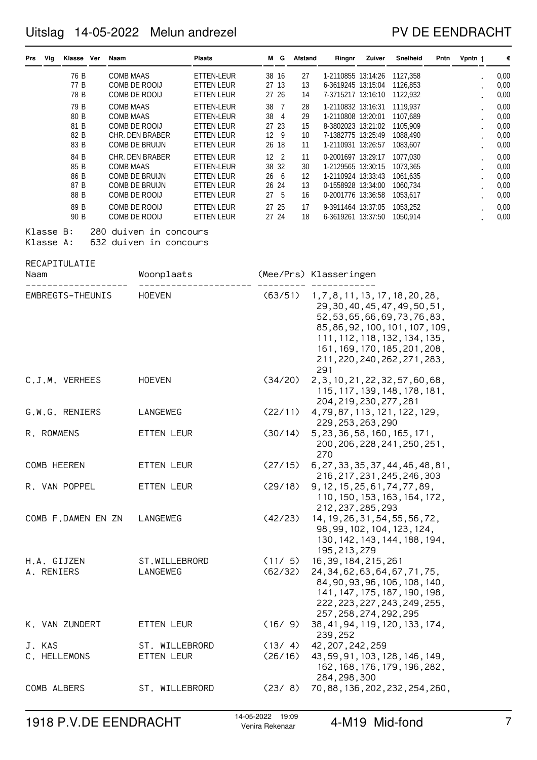# Uitslag 14-05-2022 Melun andrezel

PV DE EENDRACHT

| Prs | Vlg | Klasse | Ver | Naam | Plaats | M | G | Afstand | Ringnr | Zuiver | Snelheid | Pntn | Vpntn | € |
|---|---|---|---|---|---|---|---|---|---|---|---|---|---|---|
| | | 76 B | | COMB MAAS | ETTEN-LEUR | 38 | 16 | 27 | 1-2110855 | 13:14:26 | 1127,358 | | . | 0,00 |
| | | 77 B | | COMB DE ROOIJ | ETTEN LEUR | 27 | 13 | 13 | 6-3619245 | 13:15:04 | 1126,853 | | . | 0,00 |
| | | 78 B | | COMB DE ROOIJ | ETTEN LEUR | 27 | 26 | 14 | 7-3715217 | 13:16:10 | 1122,932 | | . | 0,00 |
| | | 79 B | | COMB MAAS | ETTEN-LEUR | 38 | 7 | 28 | 1-2110832 | 13:16:31 | 1119,937 | | . | 0,00 |
| | | 80 B | | COMB MAAS | ETTEN-LEUR | 38 | 4 | 29 | 1-2110808 | 13:20:01 | 1107,689 | | . | 0,00 |
| | | 81 B | | COMB DE ROOIJ | ETTEN LEUR | 27 | 23 | 15 | 8-3802023 | 13:21:02 | 1105,909 | | . | 0,00 |
| | | 82 B | | CHR. DEN BRABER | ETTEN LEUR | 12 | 9 | 10 | 7-1382775 | 13:25:49 | 1088,490 | | . | 0,00 |
| | | 83 B | | COMB DE BRUIJN | ETTEN LEUR | 26 | 18 | 11 | 1-2110931 | 13:26:57 | 1083,607 | | . | 0,00 |
| | | 84 B | | CHR. DEN BRABER | ETTEN LEUR | 12 | 2 | 11 | 0-2001697 | 13:29:17 | 1077,030 | | . | 0,00 |
| | | 85 B | | COMB MAAS | ETTEN-LEUR | 38 | 32 | 30 | 1-2129565 | 13:30:15 | 1073,365 | | . | 0,00 |
| | | 86 B | | COMB DE BRUIJN | ETTEN LEUR | 26 | 6 | 12 | 1-2110924 | 13:33:43 | 1061,635 | | . | 0,00 |
| | | 87 B | | COMB DE BRUIJN | ETTEN LEUR | 26 | 24 | 13 | 0-1558928 | 13:34:00 | 1060,734 | | . | 0,00 |
| | | 88 B | | COMB DE ROOIJ | ETTEN LEUR | 27 | 5 | 16 | 0-2001776 | 13:36:58 | 1053,617 | | . | 0,00 |
| | | 89 B | | COMB DE ROOIJ | ETTEN LEUR | 27 | 25 | 17 | 9-3911464 | 13:37:05 | 1053,252 | | . | 0,00 |
| | | 90 B | | COMB DE ROOIJ | ETTEN LEUR | 27 | 24 | 18 | 6-3619261 | 13:37:50 | 1050,914 | | . | 0,00 |

Klasse B: 280 duiven in concours
Klasse A: 632 duiven in concours

RECAPITULATIE

| Naam | Woonplaats | (Mee/Prs) | Klasseringen |
|---|---|---|---|
| EMBREGTS-THEUNIS | HOEVEN | (63/51) | 1,7,8,11,13,17,18,20,28, 29,30,40,45,47,49,50,51, 52,53,65,66,69,73,76,83, 85,86,92,100,101,107,109, 111,112,118,132,134,135, 161,169,170,185,201,208, 211,220,240,262,271,283, 291 |
| C.J.M. VERHEES | HOEVEN | (34/20) | 2,3,10,21,22,32,57,60,68, 115,117,139,148,178,181, 204,219,230,277,281 |
| G.W.G. RENIERS | LANGEWEG | (22/11) | 4,79,87,113,121,122,129, 229,253,263,290 |
| R. ROMMENS | ETTEN LEUR | (30/14) | 5,23,36,58,160,165,171, 200,206,228,241,250,251, 270 |
| COMB HEEREN | ETTEN LEUR | (27/15) | 6,27,33,35,37,44,46,48,81, 216,217,231,245,246,303 |
| R. VAN POPPEL | ETTEN LEUR | (29/18) | 9,12,15,25,61,74,77,89, 110,150,153,163,164,172, 212,237,285,293 |
| COMB F.DAMEN EN ZN | LANGEWEG | (42/23) | 14,19,26,31,54,55,56,72, 98,99,102,104,123,124, 130,142,143,144,188,194, 195,213,279 |
| H.A. GIJZEN | ST.WILLEBRORD | (11/ 5) | 16,39,184,215,261 |
| A. RENIERS | LANGEWEG | (62/32) | 24,34,62,63,64,67,71,75, 84,90,93,96,106,108,140, 141,147,175,187,190,198, 222,223,227,243,249,255, 257,258,274,292,295 |
| K. VAN ZUNDERT | ETTEN LEUR | (16/ 9) | 38,41,94,119,120,133,174, 239,252 |
| J. KAS | ST. WILLEBRORD | (13/ 4) | 42,207,242,259 |
| C. HELLEMONS | ETTEN LEUR | (26/16) | 43,59,91,103,128,146,149, 162,168,176,179,196,282, 284,298,300 |
| COMB ALBERS | ST. WILLEBRORD | (23/ 8) | 70,88,136,202,232,254,260, |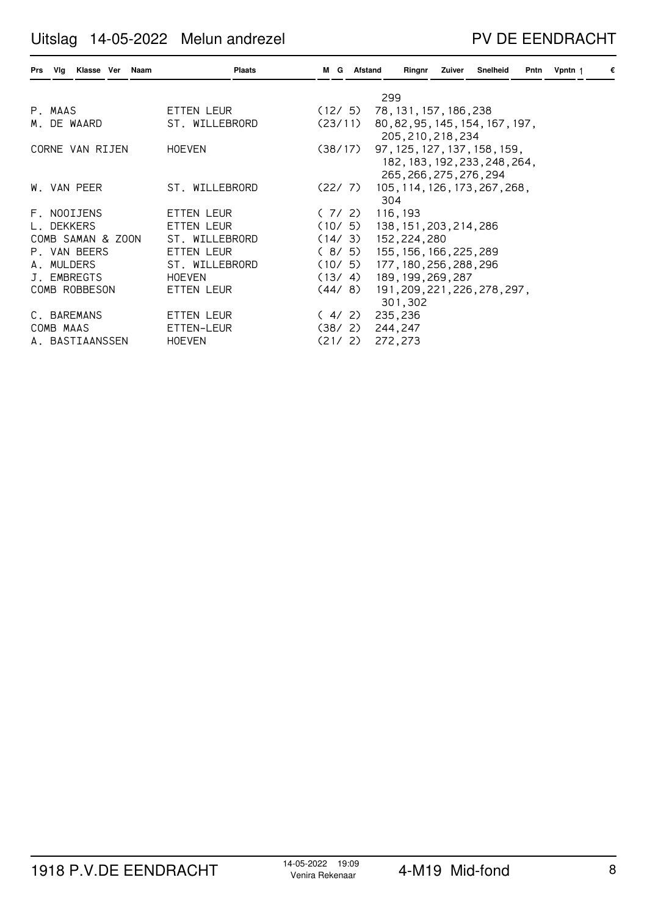# Uitslag 14-05-2022 Melun andrezel

## PV DE EENDRACHT

| Naam | Plaats | M / G | Ringnr |
|---|---|---|---|
| | | | 299 |
| P. MAAS | ETTEN LEUR | (12/ 5) | 78,131,157,186,238 |
| M. DE WAARD | ST. WILLEBRORD | (23/11) | 80,82,95,145,154,167,197, 205,210,218,234 |
| CORNE VAN RIJEN | HOEVEN | (38/17) | 97,125,127,137,158,159, 182,183,192,233,248,264, 265,266,275,276,294 |
| W. VAN PEER | ST. WILLEBRORD | (22/ 7) | 105,114,126,173,267,268, 304 |
| F. NOOIJENS | ETTEN LEUR | ( 7/ 2) | 116,193 |
| L. DEKKERS | ETTEN LEUR | (10/ 5) | 138,151,203,214,286 |
| COMB SAMAN & ZOON | ST. WILLEBRORD | (14/ 3) | 152,224,280 |
| P. VAN BEERS | ETTEN LEUR | ( 8/ 5) | 155,156,166,225,289 |
| A. MULDERS | ST. WILLEBRORD | (10/ 5) | 177,180,256,288,296 |
| J. EMBREGTS | HOEVEN | (13/ 4) | 189,199,269,287 |
| COMB ROBBESON | ETTEN LEUR | (44/ 8) | 191,209,221,226,278,297, 301,302 |
| C. BAREMANS | ETTEN LEUR | ( 4/ 2) | 235,236 |
| COMB MAAS | ETTEN-LEUR | (38/ 2) | 244,247 |
| A. BASTIAANSSEN | HOEVEN | (21/ 2) | 272,273 |

1918 P.V.DE EENDRACHT — 14-05-2022 19:09 Venira Rekenaar — 4-M19 Mid-fond